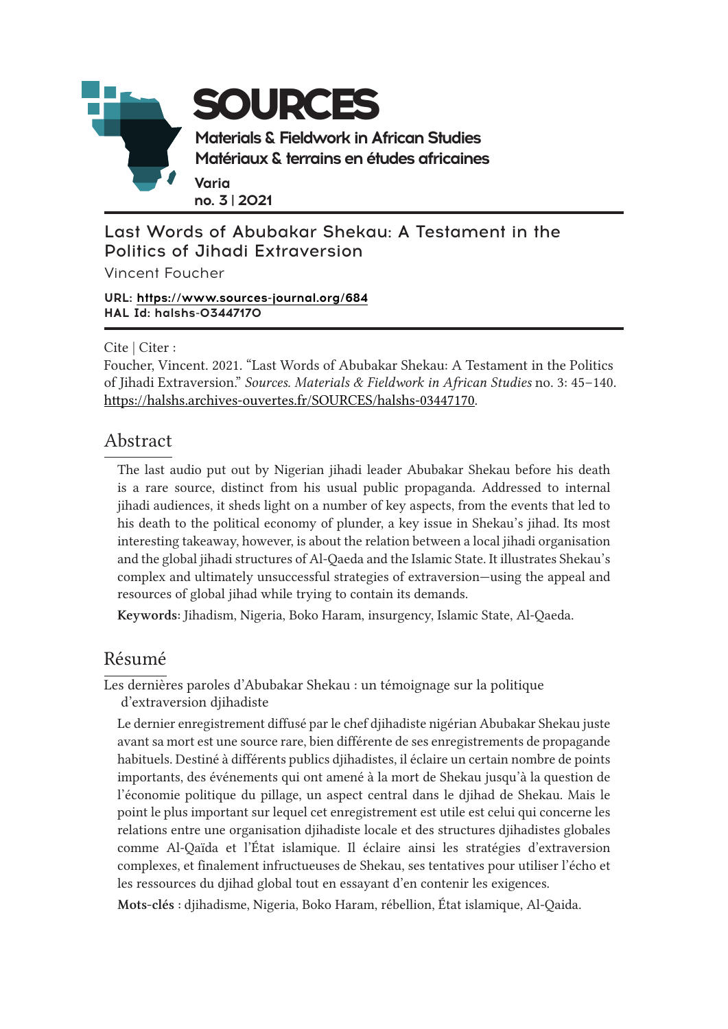# SOURCES

Materials & Fieldwork in African Studies
Matériaux & terrains en études africaines

Varia
no. 3 | 2021

## Last Words of Abubakar Shekau: A Testament in the Politics of Jihadi Extraversion

Vincent Foucher

**URL: https://www.sources-journal.org/684**
**HAL Id: halshs-03447170**

Cite | Citer :

Foucher, Vincent. 2021. "Last Words of Abubakar Shekau: A Testament in the Politics of Jihadi Extraversion." *Sources. Materials & Fieldwork in African Studies* no. 3: 45–140. https://halshs.archives-ouvertes.fr/SOURCES/halshs-03447170.

## Abstract

The last audio put out by Nigerian jihadi leader Abubakar Shekau before his death is a rare source, distinct from his usual public propaganda. Addressed to internal jihadi audiences, it sheds light on a number of key aspects, from the events that led to his death to the political economy of plunder, a key issue in Shekau's jihad. Its most interesting takeaway, however, is about the relation between a local jihadi organisation and the global jihadi structures of Al-Qaeda and the Islamic State. It illustrates Shekau's complex and ultimately unsuccessful strategies of extraversion—using the appeal and resources of global jihad while trying to contain its demands.

**Keywords**: Jihadism, Nigeria, Boko Haram, insurgency, Islamic State, Al-Qaeda.

## Résumé

Les dernières paroles d'Abubakar Shekau : un témoignage sur la politique d'extraversion djihadiste

Le dernier enregistrement diffusé par le chef djihadiste nigérian Abubakar Shekau juste avant sa mort est une source rare, bien différente de ses enregistrements de propagande habituels. Destiné à différents publics djihadistes, il éclaire un certain nombre de points importants, des événements qui ont amené à la mort de Shekau jusqu'à la question de l'économie politique du pillage, un aspect central dans le djihad de Shekau. Mais le point le plus important sur lequel cet enregistrement est utile est celui qui concerne les relations entre une organisation djihadiste locale et des structures djihadistes globales comme Al-Qaïda et l'État islamique. Il éclaire ainsi les stratégies d'extraversion complexes, et finalement infructueuses de Shekau, ses tentatives pour utiliser l'écho et les ressources du djihad global tout en essayant d'en contenir les exigences.

**Mots-clés** : djihadisme, Nigeria, Boko Haram, rébellion, État islamique, Al-Qaida.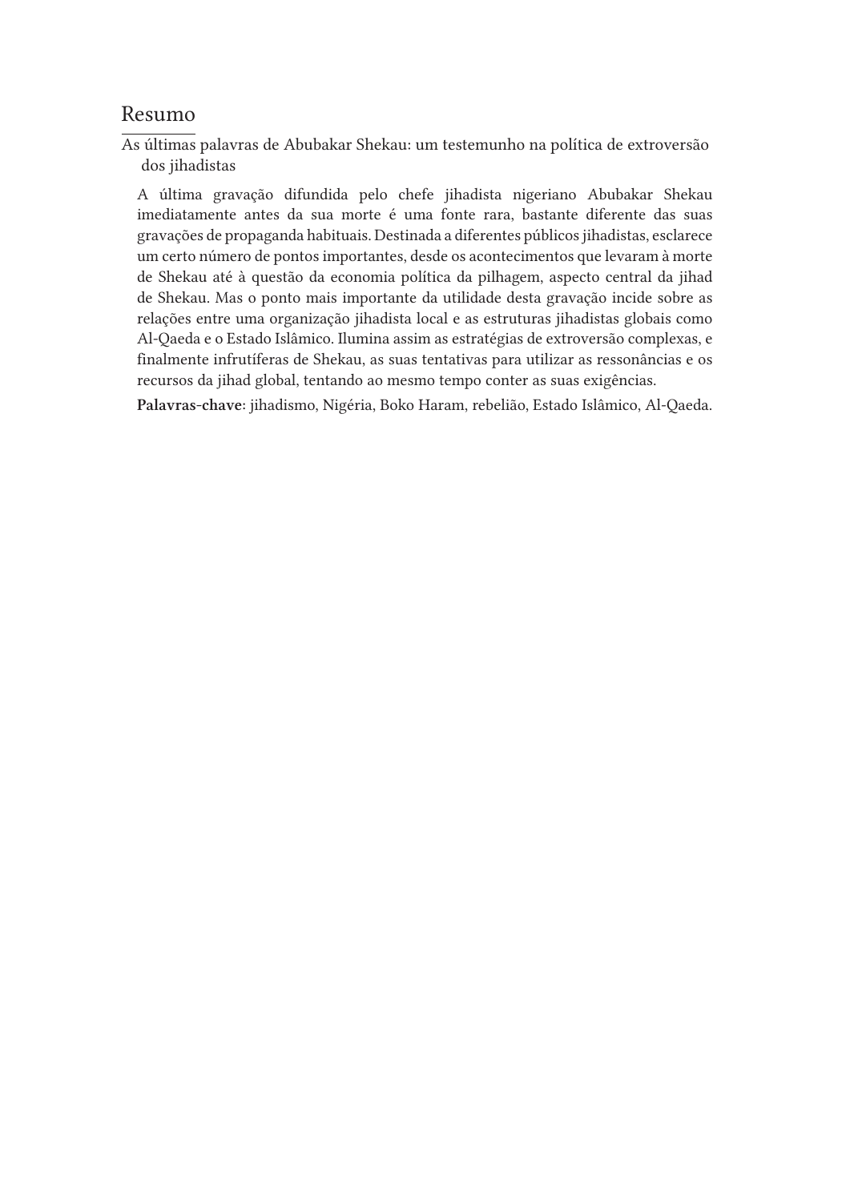## Resumo

As últimas palavras de Abubakar Shekau: um testemunho na política de extroversão dos jihadistas

A última gravação difundida pelo chefe jihadista nigeriano Abubakar Shekau imediatamente antes da sua morte é uma fonte rara, bastante diferente das suas gravações de propaganda habituais. Destinada a diferentes públicos jihadistas, esclarece um certo número de pontos importantes, desde os acontecimentos que levaram à morte de Shekau até à questão da economia política da pilhagem, aspecto central da jihad de Shekau. Mas o ponto mais importante da utilidade desta gravação incide sobre as relações entre uma organização jihadista local e as estruturas jihadistas globais como Al-Qaeda e o Estado Islâmico. Ilumina assim as estratégias de extroversão complexas, e finalmente infrutíferas de Shekau, as suas tentativas para utilizar as ressonâncias e os recursos da jihad global, tentando ao mesmo tempo conter as suas exigências.

**Palavras-chave**: jihadismo, Nigéria, Boko Haram, rebelião, Estado Islâmico, Al-Qaeda.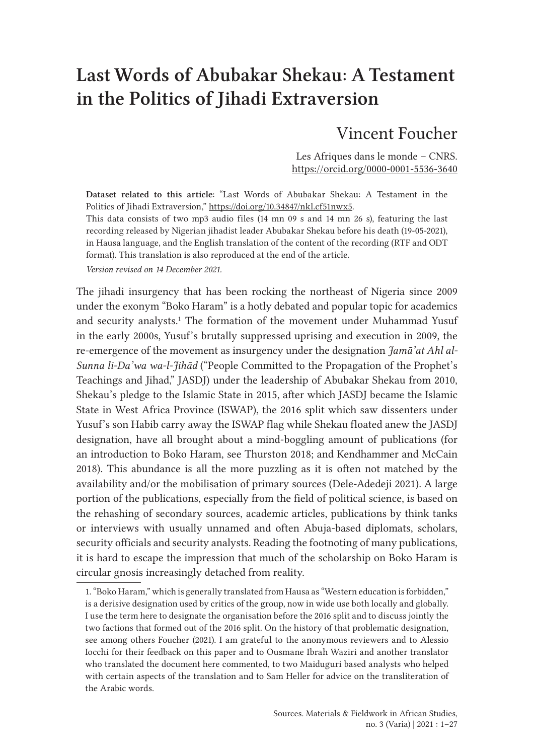# Last Words of Abubakar Shekau: A Testament in the Politics of Jihadi Extraversion

## Vincent Foucher

Les Afriques dans le monde – CNRS.
https://orcid.org/0000-0001-5536-3640

**Dataset related to this article:** "Last Words of Abubakar Shekau: A Testament in the Politics of Jihadi Extraversion," https://doi.org/10.34847/nkl.cf51nwx5.
This data consists of two mp3 audio files (14 mn 09 s and 14 mn 26 s), featuring the last recording released by Nigerian jihadist leader Abubakar Shekau before his death (19-05-2021), in Hausa language, and the English translation of the content of the recording (RTF and ODT format). This translation is also reproduced at the end of the article.

*Version revised on 14 December 2021.*

The jihadi insurgency that has been rocking the northeast of Nigeria since 2009 under the exonym "Boko Haram" is a hotly debated and popular topic for academics and security analysts.[1] The formation of the movement under Muhammad Yusuf in the early 2000s, Yusuf's brutally suppressed uprising and execution in 2009, the re-emergence of the movement as insurgency under the designation *Jamā'at Ahl al-Sunna li-Da'wa wa-l-Jihād* ("People Committed to the Propagation of the Prophet's Teachings and Jihad," JASDJ) under the leadership of Abubakar Shekau from 2010, Shekau's pledge to the Islamic State in 2015, after which JASDJ became the Islamic State in West Africa Province (ISWAP), the 2016 split which saw dissenters under Yusuf's son Habib carry away the ISWAP flag while Shekau floated anew the JASDJ designation, have all brought about a mind-boggling amount of publications (for an introduction to Boko Haram, see Thurston 2018; and Kendhammer and McCain 2018). This abundance is all the more puzzling as it is often not matched by the availability and/or the mobilisation of primary sources (Dele-Adedeji 2021). A large portion of the publications, especially from the field of political science, is based on the rehashing of secondary sources, academic articles, publications by think tanks or interviews with usually unnamed and often Abuja-based diplomats, scholars, security officials and security analysts. Reading the footnoting of many publications, it is hard to escape the impression that much of the scholarship on Boko Haram is circular gnosis increasingly detached from reality.

1. "Boko Haram," which is generally translated from Hausa as "Western education is forbidden," is a derisive designation used by critics of the group, now in wide use both locally and globally. I use the term here to designate the organisation before the 2016 split and to discuss jointly the two factions that formed out of the 2016 split. On the history of that problematic designation, see among others Foucher (2021). I am grateful to the anonymous reviewers and to Alessio Iocchi for their feedback on this paper and to Ousmane Ibrah Waziri and another translator who translated the document here commented, to two Maiduguri based analysts who helped with certain aspects of the translation and to Sam Heller for advice on the transliteration of the Arabic words.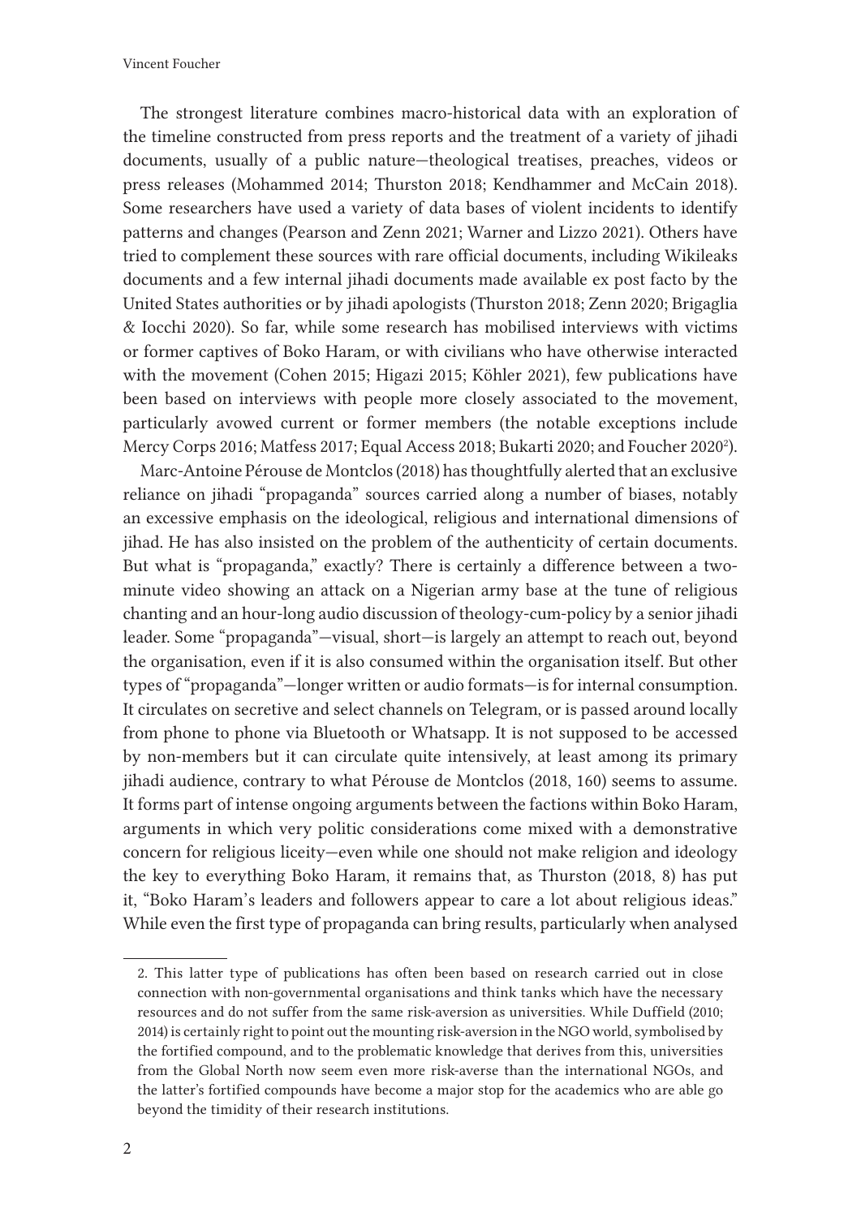The strongest literature combines macro-historical data with an exploration of the timeline constructed from press reports and the treatment of a variety of jihadi documents, usually of a public nature—theological treatises, preaches, videos or press releases (Mohammed 2014; Thurston 2018; Kendhammer and McCain 2018). Some researchers have used a variety of data bases of violent incidents to identify patterns and changes (Pearson and Zenn 2021; Warner and Lizzo 2021). Others have tried to complement these sources with rare official documents, including Wikileaks documents and a few internal jihadi documents made available ex post facto by the United States authorities or by jihadi apologists (Thurston 2018; Zenn 2020; Brigaglia & Iocchi 2020). So far, while some research has mobilised interviews with victims or former captives of Boko Haram, or with civilians who have otherwise interacted with the movement (Cohen 2015; Higazi 2015; Köhler 2021), few publications have been based on interviews with people more closely associated to the movement, particularly avowed current or former members (the notable exceptions include Mercy Corps 2016; Matfess 2017; Equal Access 2018; Bukarti 2020; and Foucher 2020[2]).

Marc-Antoine Pérouse de Montclos (2018) has thoughtfully alerted that an exclusive reliance on jihadi "propaganda" sources carried along a number of biases, notably an excessive emphasis on the ideological, religious and international dimensions of jihad. He has also insisted on the problem of the authenticity of certain documents. But what is "propaganda," exactly? There is certainly a difference between a two-minute video showing an attack on a Nigerian army base at the tune of religious chanting and an hour-long audio discussion of theology-cum-policy by a senior jihadi leader. Some "propaganda"—visual, short—is largely an attempt to reach out, beyond the organisation, even if it is also consumed within the organisation itself. But other types of "propaganda"—longer written or audio formats—is for internal consumption. It circulates on secretive and select channels on Telegram, or is passed around locally from phone to phone via Bluetooth or Whatsapp. It is not supposed to be accessed by non-members but it can circulate quite intensively, at least among its primary jihadi audience, contrary to what Pérouse de Montclos (2018, 160) seems to assume. It forms part of intense ongoing arguments between the factions within Boko Haram, arguments in which very politic considerations come mixed with a demonstrative concern for religious liceity—even while one should not make religion and ideology the key to everything Boko Haram, it remains that, as Thurston (2018, 8) has put it, "Boko Haram's leaders and followers appear to care a lot about religious ideas." While even the first type of propaganda can bring results, particularly when analysed

---

2. This latter type of publications has often been based on research carried out in close connection with non-governmental organisations and think tanks which have the necessary resources and do not suffer from the same risk-aversion as universities. While Duffield (2010; 2014) is certainly right to point out the mounting risk-aversion in the NGO world, symbolised by the fortified compound, and to the problematic knowledge that derives from this, universities from the Global North now seem even more risk-averse than the international NGOs, and the latter's fortified compounds have become a major stop for the academics who are able go beyond the timidity of their research institutions.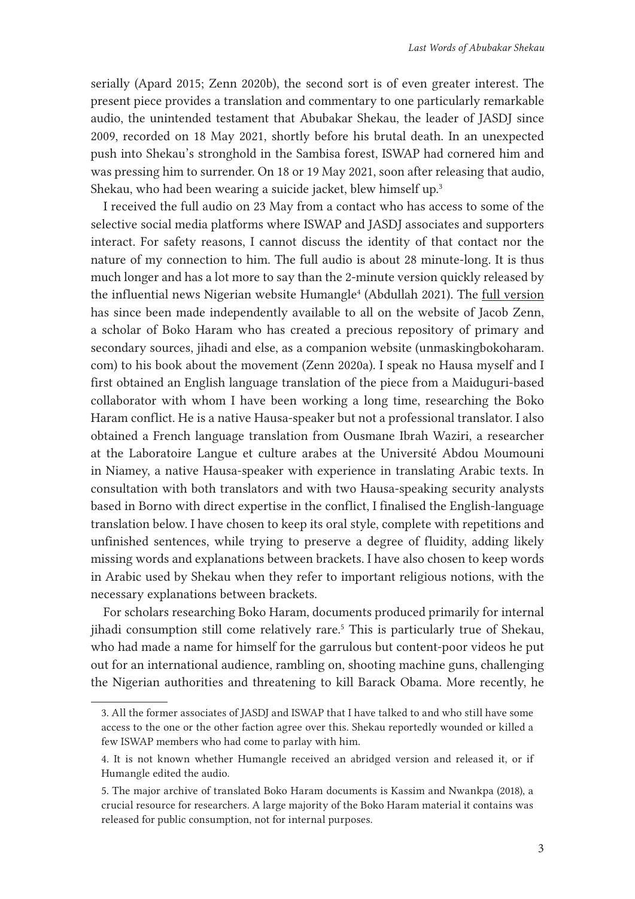serially (Apard 2015; Zenn 2020b), the second sort is of even greater interest. The present piece provides a translation and commentary to one particularly remarkable audio, the unintended testament that Abubakar Shekau, the leader of JASDJ since 2009, recorded on 18 May 2021, shortly before his brutal death. In an unexpected push into Shekau's stronghold in the Sambisa forest, ISWAP had cornered him and was pressing him to surrender. On 18 or 19 May 2021, soon after releasing that audio, Shekau, who had been wearing a suicide jacket, blew himself up.[3]

I received the full audio on 23 May from a contact who has access to some of the selective social media platforms where ISWAP and JASDJ associates and supporters interact. For safety reasons, I cannot discuss the identity of that contact nor the nature of my connection to him. The full audio is about 28 minute-long. It is thus much longer and has a lot more to say than the 2-minute version quickly released by the influential news Nigerian website Humangle[4] (Abdullah 2021). The full version has since been made independently available to all on the website of Jacob Zenn, a scholar of Boko Haram who has created a precious repository of primary and secondary sources, jihadi and else, as a companion website (unmaskingbokoharam.com) to his book about the movement (Zenn 2020a). I speak no Hausa myself and I first obtained an English language translation of the piece from a Maiduguri-based collaborator with whom I have been working a long time, researching the Boko Haram conflict. He is a native Hausa-speaker but not a professional translator. I also obtained a French language translation from Ousmane Ibrah Waziri, a researcher at the Laboratoire Langue et culture arabes at the Université Abdou Moumouni in Niamey, a native Hausa-speaker with experience in translating Arabic texts. In consultation with both translators and with two Hausa-speaking security analysts based in Borno with direct expertise in the conflict, I finalised the English-language translation below. I have chosen to keep its oral style, complete with repetitions and unfinished sentences, while trying to preserve a degree of fluidity, adding likely missing words and explanations between brackets. I have also chosen to keep words in Arabic used by Shekau when they refer to important religious notions, with the necessary explanations between brackets.

For scholars researching Boko Haram, documents produced primarily for internal jihadi consumption still come relatively rare.[5] This is particularly true of Shekau, who had made a name for himself for the garrulous but content-poor videos he put out for an international audience, rambling on, shooting machine guns, challenging the Nigerian authorities and threatening to kill Barack Obama. More recently, he

---

3. All the former associates of JASDJ and ISWAP that I have talked to and who still have some access to the one or the other faction agree over this. Shekau reportedly wounded or killed a few ISWAP members who had come to parlay with him.

4. It is not known whether Humangle received an abridged version and released it, or if Humangle edited the audio.

5. The major archive of translated Boko Haram documents is Kassim and Nwankpa (2018), a crucial resource for researchers. A large majority of the Boko Haram material it contains was released for public consumption, not for internal purposes.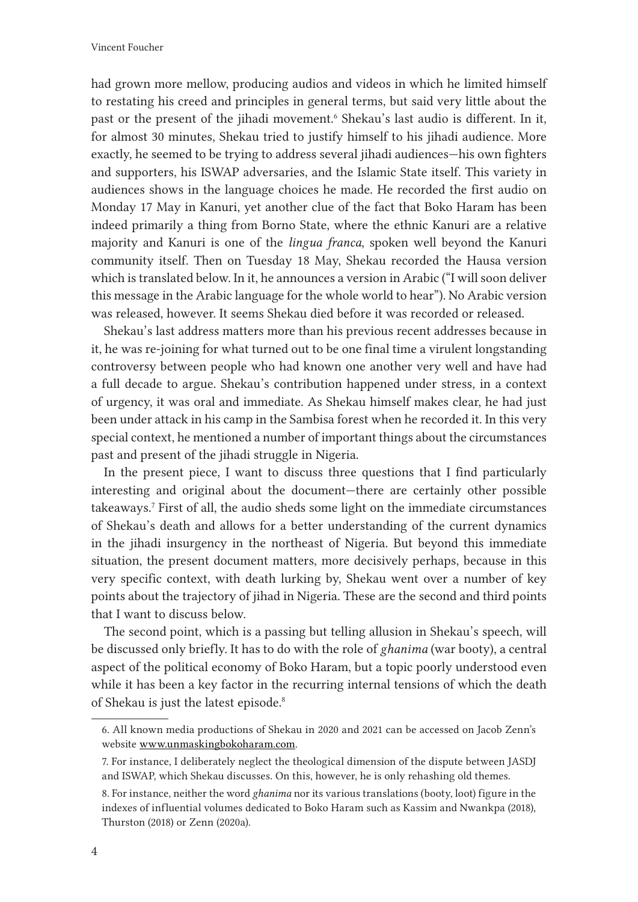had grown more mellow, producing audios and videos in which he limited himself to restating his creed and principles in general terms, but said very little about the past or the present of the jihadi movement.[6] Shekau's last audio is different. In it, for almost 30 minutes, Shekau tried to justify himself to his jihadi audience. More exactly, he seemed to be trying to address several jihadi audiences—his own fighters and supporters, his ISWAP adversaries, and the Islamic State itself. This variety in audiences shows in the language choices he made. He recorded the first audio on Monday 17 May in Kanuri, yet another clue of the fact that Boko Haram has been indeed primarily a thing from Borno State, where the ethnic Kanuri are a relative majority and Kanuri is one of the *lingua franca*, spoken well beyond the Kanuri community itself. Then on Tuesday 18 May, Shekau recorded the Hausa version which is translated below. In it, he announces a version in Arabic ("I will soon deliver this message in the Arabic language for the whole world to hear"). No Arabic version was released, however. It seems Shekau died before it was recorded or released.

Shekau's last address matters more than his previous recent addresses because in it, he was re-joining for what turned out to be one final time a virulent longstanding controversy between people who had known one another very well and have had a full decade to argue. Shekau's contribution happened under stress, in a context of urgency, it was oral and immediate. As Shekau himself makes clear, he had just been under attack in his camp in the Sambisa forest when he recorded it. In this very special context, he mentioned a number of important things about the circumstances past and present of the jihadi struggle in Nigeria.

In the present piece, I want to discuss three questions that I find particularly interesting and original about the document—there are certainly other possible takeaways.[7] First of all, the audio sheds some light on the immediate circumstances of Shekau's death and allows for a better understanding of the current dynamics in the jihadi insurgency in the northeast of Nigeria. But beyond this immediate situation, the present document matters, more decisively perhaps, because in this very specific context, with death lurking by, Shekau went over a number of key points about the trajectory of jihad in Nigeria. These are the second and third points that I want to discuss below.

The second point, which is a passing but telling allusion in Shekau's speech, will be discussed only briefly. It has to do with the role of *ghanima* (war booty), a central aspect of the political economy of Boko Haram, but a topic poorly understood even while it has been a key factor in the recurring internal tensions of which the death of Shekau is just the latest episode.[8]

6. All known media productions of Shekau in 2020 and 2021 can be accessed on Jacob Zenn's website www.unmaskingbokoharam.com.

7. For instance, I deliberately neglect the theological dimension of the dispute between JASDJ and ISWAP, which Shekau discusses. On this, however, he is only rehashing old themes.

8. For instance, neither the word *ghanima* nor its various translations (booty, loot) figure in the indexes of influential volumes dedicated to Boko Haram such as Kassim and Nwankpa (2018), Thurston (2018) or Zenn (2020a).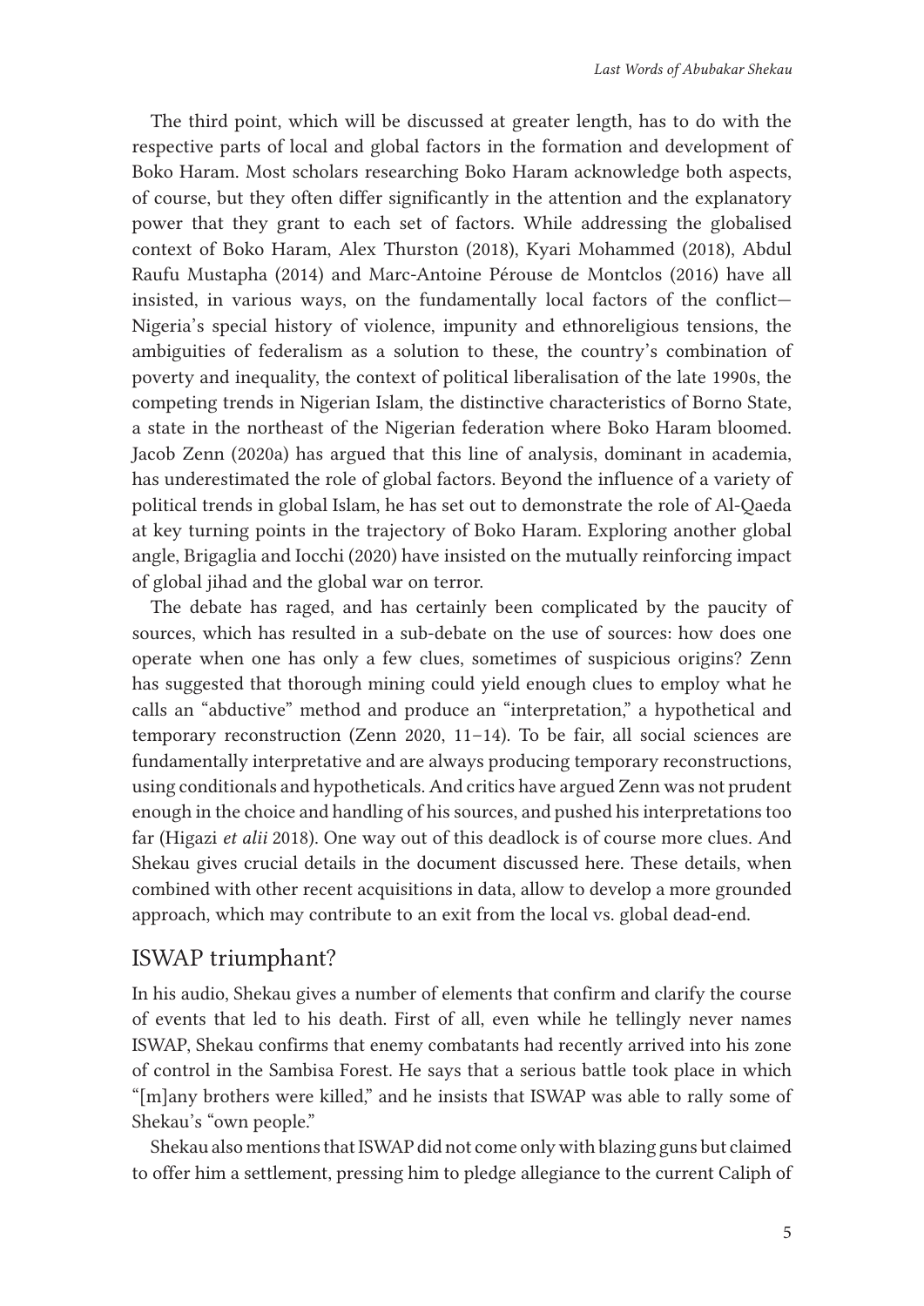The third point, which will be discussed at greater length, has to do with the respective parts of local and global factors in the formation and development of Boko Haram. Most scholars researching Boko Haram acknowledge both aspects, of course, but they often differ significantly in the attention and the explanatory power that they grant to each set of factors. While addressing the globalised context of Boko Haram, Alex Thurston (2018), Kyari Mohammed (2018), Abdul Raufu Mustapha (2014) and Marc-Antoine Pérouse de Montclos (2016) have all insisted, in various ways, on the fundamentally local factors of the conflict—Nigeria's special history of violence, impunity and ethnoreligious tensions, the ambiguities of federalism as a solution to these, the country's combination of poverty and inequality, the context of political liberalisation of the late 1990s, the competing trends in Nigerian Islam, the distinctive characteristics of Borno State, a state in the northeast of the Nigerian federation where Boko Haram bloomed. Jacob Zenn (2020a) has argued that this line of analysis, dominant in academia, has underestimated the role of global factors. Beyond the influence of a variety of political trends in global Islam, he has set out to demonstrate the role of Al-Qaeda at key turning points in the trajectory of Boko Haram. Exploring another global angle, Brigaglia and Iocchi (2020) have insisted on the mutually reinforcing impact of global jihad and the global war on terror.

The debate has raged, and has certainly been complicated by the paucity of sources, which has resulted in a sub-debate on the use of sources: how does one operate when one has only a few clues, sometimes of suspicious origins? Zenn has suggested that thorough mining could yield enough clues to employ what he calls an "abductive" method and produce an "interpretation," a hypothetical and temporary reconstruction (Zenn 2020, 11–14). To be fair, all social sciences are fundamentally interpretative and are always producing temporary reconstructions, using conditionals and hypotheticals. And critics have argued Zenn was not prudent enough in the choice and handling of his sources, and pushed his interpretations too far (Higazi *et alii* 2018). One way out of this deadlock is of course more clues. And Shekau gives crucial details in the document discussed here. These details, when combined with other recent acquisitions in data, allow to develop a more grounded approach, which may contribute to an exit from the local vs. global dead-end.

## ISWAP triumphant?

In his audio, Shekau gives a number of elements that confirm and clarify the course of events that led to his death. First of all, even while he tellingly never names ISWAP, Shekau confirms that enemy combatants had recently arrived into his zone of control in the Sambisa Forest. He says that a serious battle took place in which "[m]any brothers were killed," and he insists that ISWAP was able to rally some of Shekau's "own people."

Shekau also mentions that ISWAP did not come only with blazing guns but claimed to offer him a settlement, pressing him to pledge allegiance to the current Caliph of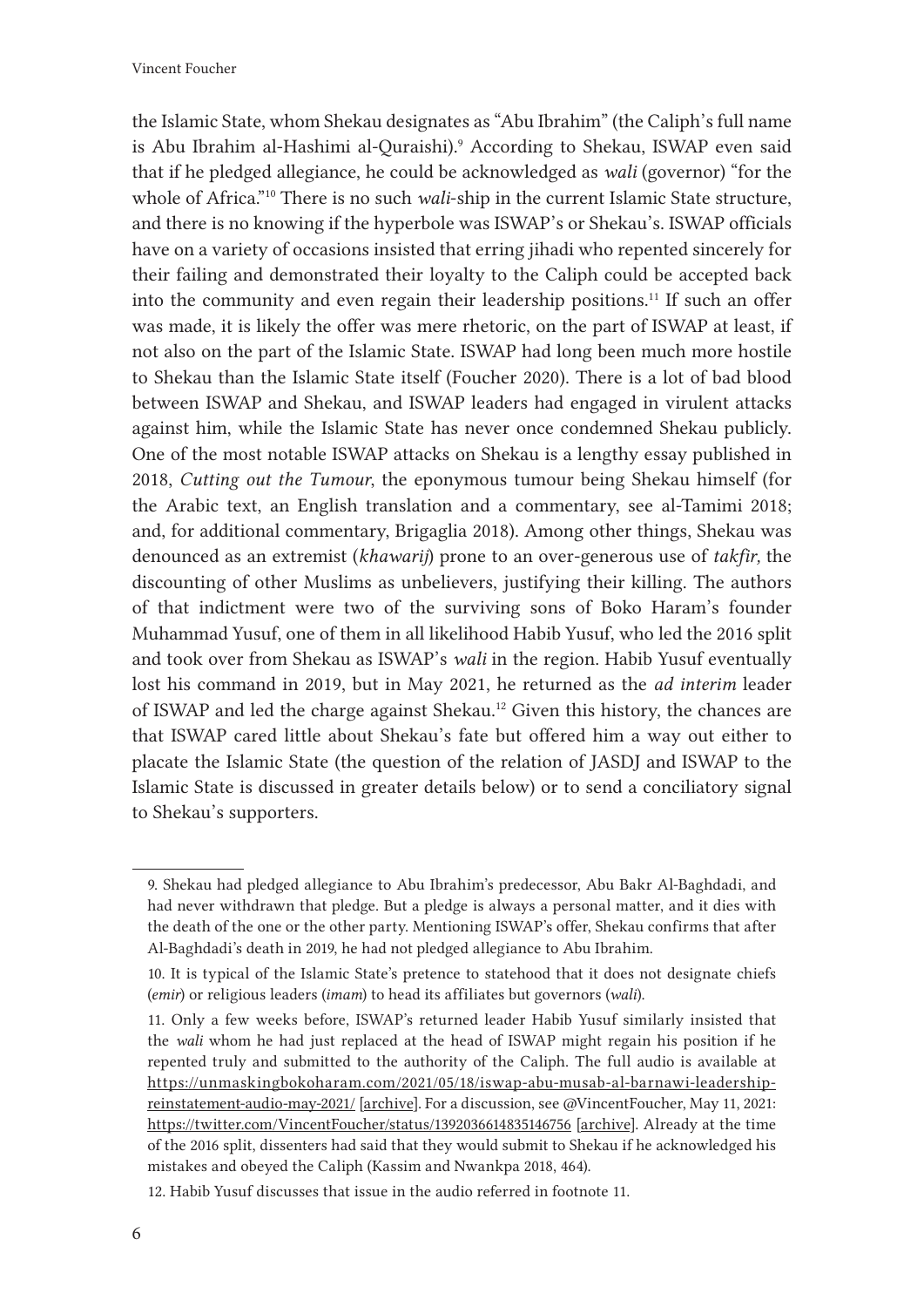the Islamic State, whom Shekau designates as "Abu Ibrahim" (the Caliph's full name is Abu Ibrahim al-Hashimi al-Quraishi).[9] According to Shekau, ISWAP even said that if he pledged allegiance, he could be acknowledged as *wali* (governor) "for the whole of Africa."[10] There is no such *wali*-ship in the current Islamic State structure, and there is no knowing if the hyperbole was ISWAP's or Shekau's. ISWAP officials have on a variety of occasions insisted that erring jihadi who repented sincerely for their failing and demonstrated their loyalty to the Caliph could be accepted back into the community and even regain their leadership positions.[11] If such an offer was made, it is likely the offer was mere rhetoric, on the part of ISWAP at least, if not also on the part of the Islamic State. ISWAP had long been much more hostile to Shekau than the Islamic State itself (Foucher 2020). There is a lot of bad blood between ISWAP and Shekau, and ISWAP leaders had engaged in virulent attacks against him, while the Islamic State has never once condemned Shekau publicly. One of the most notable ISWAP attacks on Shekau is a lengthy essay published in 2018, *Cutting out the Tumour*, the eponymous tumour being Shekau himself (for the Arabic text, an English translation and a commentary, see al-Tamimi 2018; and, for additional commentary, Brigaglia 2018). Among other things, Shekau was denounced as an extremist (*khawarij*) prone to an over-generous use of *takfir,* the discounting of other Muslims as unbelievers, justifying their killing. The authors of that indictment were two of the surviving sons of Boko Haram's founder Muhammad Yusuf, one of them in all likelihood Habib Yusuf, who led the 2016 split and took over from Shekau as ISWAP's *wali* in the region. Habib Yusuf eventually lost his command in 2019, but in May 2021, he returned as the *ad interim* leader of ISWAP and led the charge against Shekau.[12] Given this history, the chances are that ISWAP cared little about Shekau's fate but offered him a way out either to placate the Islamic State (the question of the relation of JASDJ and ISWAP to the Islamic State is discussed in greater details below) or to send a conciliatory signal to Shekau's supporters.

9. Shekau had pledged allegiance to Abu Ibrahim's predecessor, Abu Bakr Al-Baghdadi, and had never withdrawn that pledge. But a pledge is always a personal matter, and it dies with the death of the one or the other party. Mentioning ISWAP's offer, Shekau confirms that after Al-Baghdadi's death in 2019, he had not pledged allegiance to Abu Ibrahim.

10. It is typical of the Islamic State's pretence to statehood that it does not designate chiefs (*emir*) or religious leaders (*imam*) to head its affiliates but governors (*wali*).

11. Only a few weeks before, ISWAP's returned leader Habib Yusuf similarly insisted that the *wali* whom he had just replaced at the head of ISWAP might regain his position if he repented truly and submitted to the authority of the Caliph. The full audio is available at https://unmaskingbokoharam.com/2021/05/18/iswap-abu-musab-al-barnawi-leadership-reinstatement-audio-may-2021/ [archive]. For a discussion, see @VincentFoucher, May 11, 2021: https://twitter.com/VincentFoucher/status/1392036614835146756 [archive]. Already at the time of the 2016 split, dissenters had said that they would submit to Shekau if he acknowledged his mistakes and obeyed the Caliph (Kassim and Nwankpa 2018, 464).

12. Habib Yusuf discusses that issue in the audio referred in footnote 11.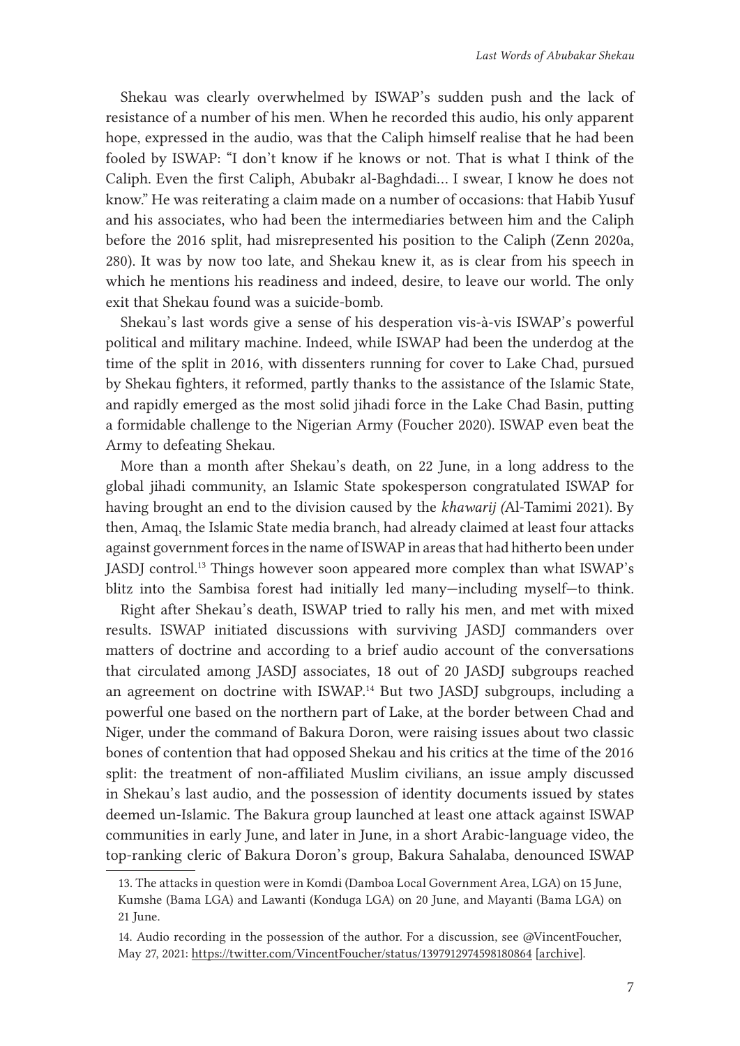Shekau was clearly overwhelmed by ISWAP's sudden push and the lack of resistance of a number of his men. When he recorded this audio, his only apparent hope, expressed in the audio, was that the Caliph himself realise that he had been fooled by ISWAP: "I don't know if he knows or not. That is what I think of the Caliph. Even the first Caliph, Abubakr al-Baghdadi… I swear, I know he does not know." He was reiterating a claim made on a number of occasions: that Habib Yusuf and his associates, who had been the intermediaries between him and the Caliph before the 2016 split, had misrepresented his position to the Caliph (Zenn 2020a, 280). It was by now too late, and Shekau knew it, as is clear from his speech in which he mentions his readiness and indeed, desire, to leave our world. The only exit that Shekau found was a suicide-bomb.

Shekau's last words give a sense of his desperation vis-à-vis ISWAP's powerful political and military machine. Indeed, while ISWAP had been the underdog at the time of the split in 2016, with dissenters running for cover to Lake Chad, pursued by Shekau fighters, it reformed, partly thanks to the assistance of the Islamic State, and rapidly emerged as the most solid jihadi force in the Lake Chad Basin, putting a formidable challenge to the Nigerian Army (Foucher 2020). ISWAP even beat the Army to defeating Shekau.

More than a month after Shekau's death, on 22 June, in a long address to the global jihadi community, an Islamic State spokesperson congratulated ISWAP for having brought an end to the division caused by the *khawarij (*Al-Tamimi 2021). By then, Amaq, the Islamic State media branch, had already claimed at least four attacks against government forces in the name of ISWAP in areas that had hitherto been under JASDJ control.[13] Things however soon appeared more complex than what ISWAP's blitz into the Sambisa forest had initially led many—including myself—to think.

Right after Shekau's death, ISWAP tried to rally his men, and met with mixed results. ISWAP initiated discussions with surviving JASDJ commanders over matters of doctrine and according to a brief audio account of the conversations that circulated among JASDJ associates, 18 out of 20 JASDJ subgroups reached an agreement on doctrine with ISWAP.[14] But two JASDJ subgroups, including a powerful one based on the northern part of Lake, at the border between Chad and Niger, under the command of Bakura Doron, were raising issues about two classic bones of contention that had opposed Shekau and his critics at the time of the 2016 split: the treatment of non-affiliated Muslim civilians, an issue amply discussed in Shekau's last audio, and the possession of identity documents issued by states deemed un-Islamic. The Bakura group launched at least one attack against ISWAP communities in early June, and later in June, in a short Arabic-language video, the top-ranking cleric of Bakura Doron's group, Bakura Sahalaba, denounced ISWAP

13. The attacks in question were in Komdi (Damboa Local Government Area, LGA) on 15 June, Kumshe (Bama LGA) and Lawanti (Konduga LGA) on 20 June, and Mayanti (Bama LGA) on 21 June.

14. Audio recording in the possession of the author. For a discussion, see @VincentFoucher, May 27, 2021: https://twitter.com/VincentFoucher/status/1397912974598180864 [archive].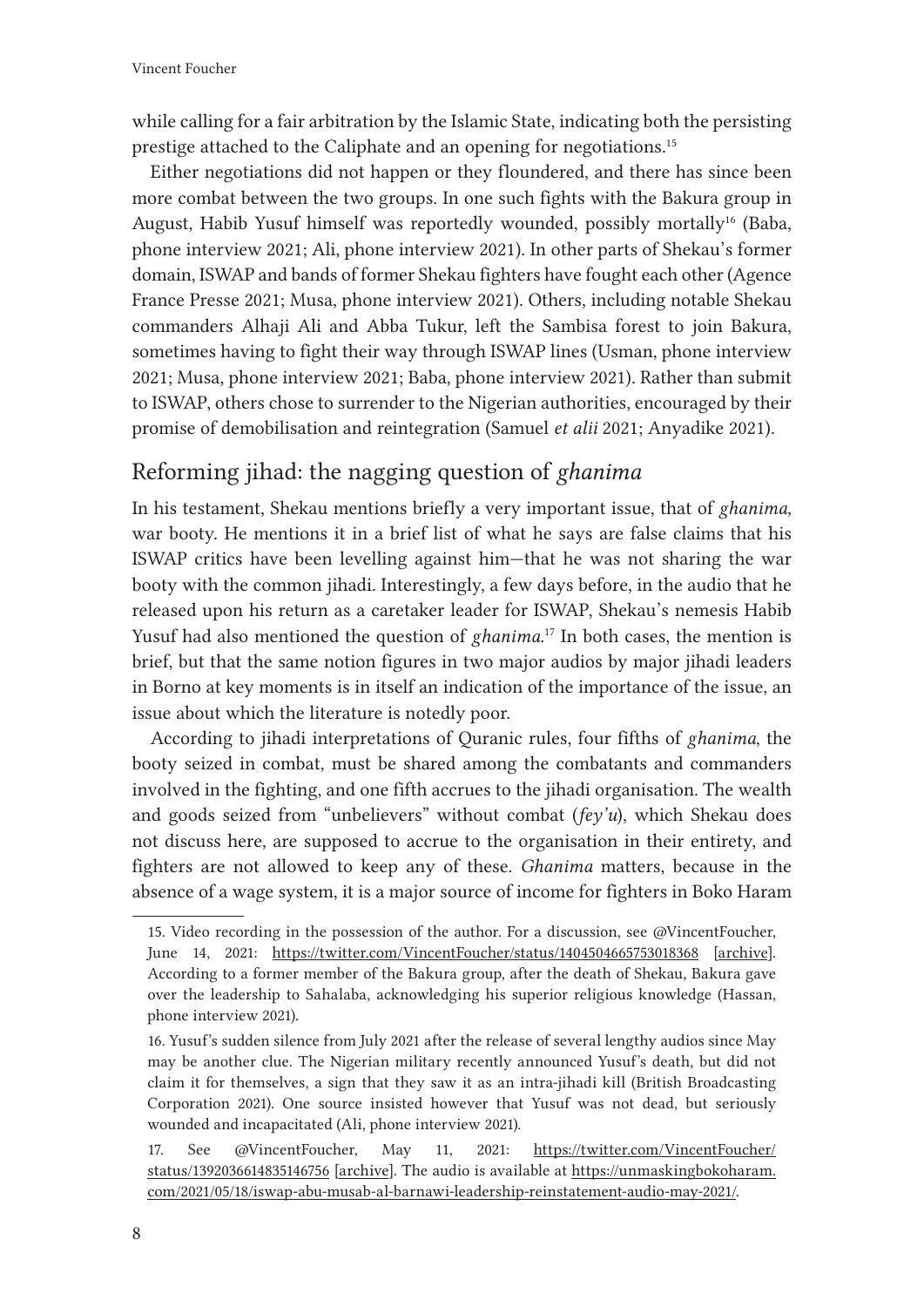while calling for a fair arbitration by the Islamic State, indicating both the persisting prestige attached to the Caliphate and an opening for negotiations.[15]

Either negotiations did not happen or they floundered, and there has since been more combat between the two groups. In one such fights with the Bakura group in August, Habib Yusuf himself was reportedly wounded, possibly mortally[16] (Baba, phone interview 2021; Ali, phone interview 2021). In other parts of Shekau's former domain, ISWAP and bands of former Shekau fighters have fought each other (Agence France Presse 2021; Musa, phone interview 2021). Others, including notable Shekau commanders Alhaji Ali and Abba Tukur, left the Sambisa forest to join Bakura, sometimes having to fight their way through ISWAP lines (Usman, phone interview 2021; Musa, phone interview 2021; Baba, phone interview 2021). Rather than submit to ISWAP, others chose to surrender to the Nigerian authorities, encouraged by their promise of demobilisation and reintegration (Samuel *et alii* 2021; Anyadike 2021).

## Reforming jihad: the nagging question of *ghanima*

In his testament, Shekau mentions briefly a very important issue, that of *ghanima*, war booty. He mentions it in a brief list of what he says are false claims that his ISWAP critics have been levelling against him—that he was not sharing the war booty with the common jihadi. Interestingly, a few days before, in the audio that he released upon his return as a caretaker leader for ISWAP, Shekau's nemesis Habib Yusuf had also mentioned the question of *ghanima*.[17] In both cases, the mention is brief, but that the same notion figures in two major audios by major jihadi leaders in Borno at key moments is in itself an indication of the importance of the issue, an issue about which the literature is notedly poor.

According to jihadi interpretations of Quranic rules, four fifths of *ghanima*, the booty seized in combat, must be shared among the combatants and commanders involved in the fighting, and one fifth accrues to the jihadi organisation. The wealth and goods seized from "unbelievers" without combat (*fey'u*), which Shekau does not discuss here, are supposed to accrue to the organisation in their entirety, and fighters are not allowed to keep any of these. *Ghanima* matters, because in the absence of a wage system, it is a major source of income for fighters in Boko Haram

---

15. Video recording in the possession of the author. For a discussion, see @VincentFoucher, June 14, 2021: https://twitter.com/VincentFoucher/status/1404504665753018368 [archive]. According to a former member of the Bakura group, after the death of Shekau, Bakura gave over the leadership to Sahalaba, acknowledging his superior religious knowledge (Hassan, phone interview 2021).

16. Yusuf's sudden silence from July 2021 after the release of several lengthy audios since May may be another clue. The Nigerian military recently announced Yusuf's death, but did not claim it for themselves, a sign that they saw it as an intra-jihadi kill (British Broadcasting Corporation 2021). One source insisted however that Yusuf was not dead, but seriously wounded and incapacitated (Ali, phone interview 2021).

17. See @VincentFoucher, May 11, 2021: https://twitter.com/VincentFoucher/status/1392036614835146756 [archive]. The audio is available at https://unmaskingbokoharam.com/2021/05/18/iswap-abu-musab-al-barnawi-leadership-reinstatement-audio-may-2021/.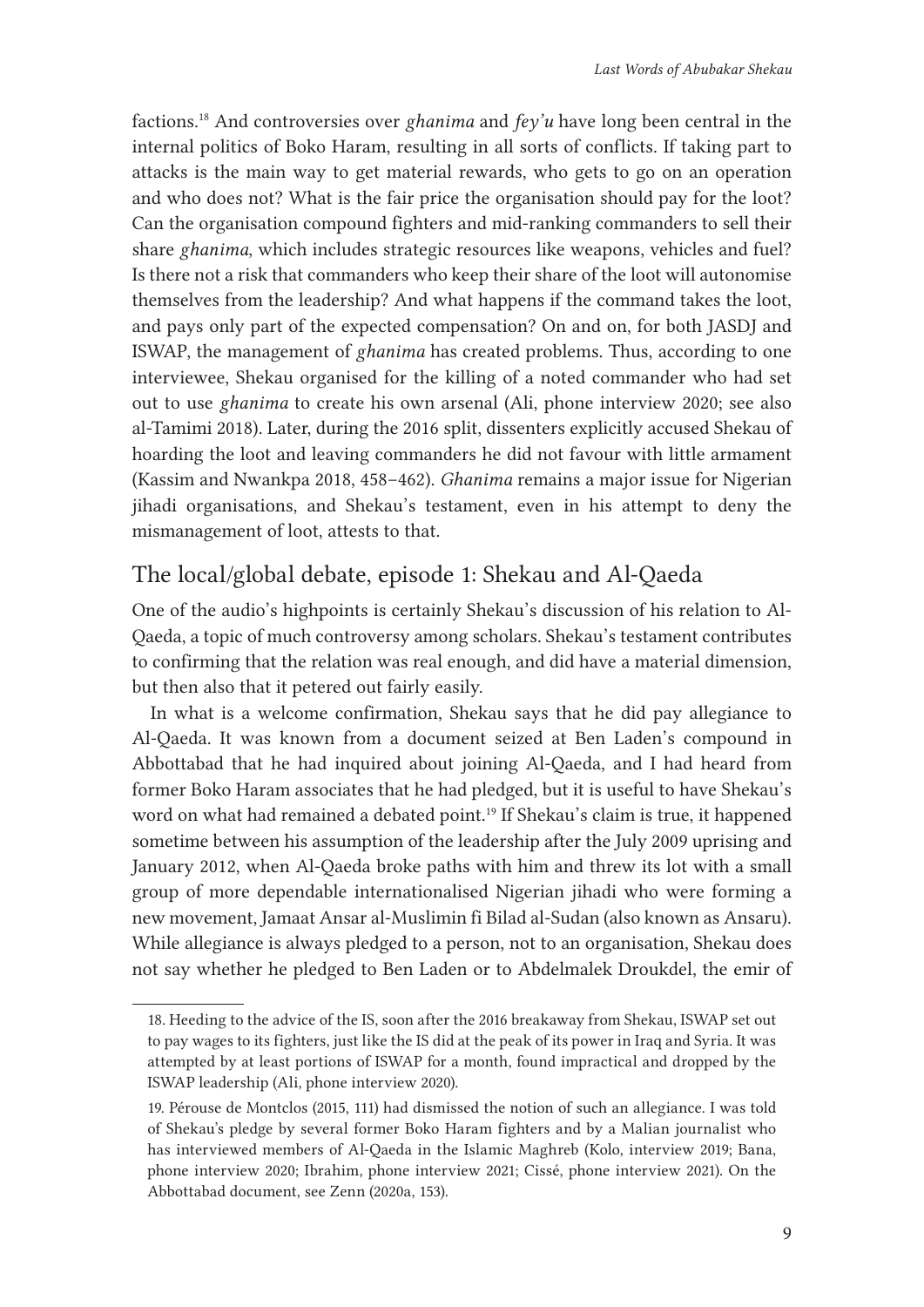factions.[18] And controversies over *ghanima* and *fey'u* have long been central in the internal politics of Boko Haram, resulting in all sorts of conflicts. If taking part to attacks is the main way to get material rewards, who gets to go on an operation and who does not? What is the fair price the organisation should pay for the loot? Can the organisation compound fighters and mid-ranking commanders to sell their share *ghanima*, which includes strategic resources like weapons, vehicles and fuel? Is there not a risk that commanders who keep their share of the loot will autonomise themselves from the leadership? And what happens if the command takes the loot, and pays only part of the expected compensation? On and on, for both JASDJ and ISWAP, the management of *ghanima* has created problems. Thus, according to one interviewee, Shekau organised for the killing of a noted commander who had set out to use *ghanima* to create his own arsenal (Ali, phone interview 2020; see also al-Tamimi 2018). Later, during the 2016 split, dissenters explicitly accused Shekau of hoarding the loot and leaving commanders he did not favour with little armament (Kassim and Nwankpa 2018, 458–462). *Ghanima* remains a major issue for Nigerian jihadi organisations, and Shekau's testament, even in his attempt to deny the mismanagement of loot, attests to that.

## The local/global debate, episode 1: Shekau and Al-Qaeda

One of the audio's highpoints is certainly Shekau's discussion of his relation to Al-Qaeda, a topic of much controversy among scholars. Shekau's testament contributes to confirming that the relation was real enough, and did have a material dimension, but then also that it petered out fairly easily.

In what is a welcome confirmation, Shekau says that he did pay allegiance to Al-Qaeda. It was known from a document seized at Ben Laden's compound in Abbottabad that he had inquired about joining Al-Qaeda, and I had heard from former Boko Haram associates that he had pledged, but it is useful to have Shekau's word on what had remained a debated point.[19] If Shekau's claim is true, it happened sometime between his assumption of the leadership after the July 2009 uprising and January 2012, when Al-Qaeda broke paths with him and threw its lot with a small group of more dependable internationalised Nigerian jihadi who were forming a new movement, Jamaat Ansar al-Muslimin fi Bilad al-Sudan (also known as Ansaru). While allegiance is always pledged to a person, not to an organisation, Shekau does not say whether he pledged to Ben Laden or to Abdelmalek Droukdel, the emir of

---

18. Heeding to the advice of the IS, soon after the 2016 breakaway from Shekau, ISWAP set out to pay wages to its fighters, just like the IS did at the peak of its power in Iraq and Syria. It was attempted by at least portions of ISWAP for a month, found impractical and dropped by the ISWAP leadership (Ali, phone interview 2020).

19. Pérouse de Montclos (2015, 111) had dismissed the notion of such an allegiance. I was told of Shekau's pledge by several former Boko Haram fighters and by a Malian journalist who has interviewed members of Al-Qaeda in the Islamic Maghreb (Kolo, interview 2019; Bana, phone interview 2020; Ibrahim, phone interview 2021; Cissé, phone interview 2021). On the Abbottabad document, see Zenn (2020a, 153).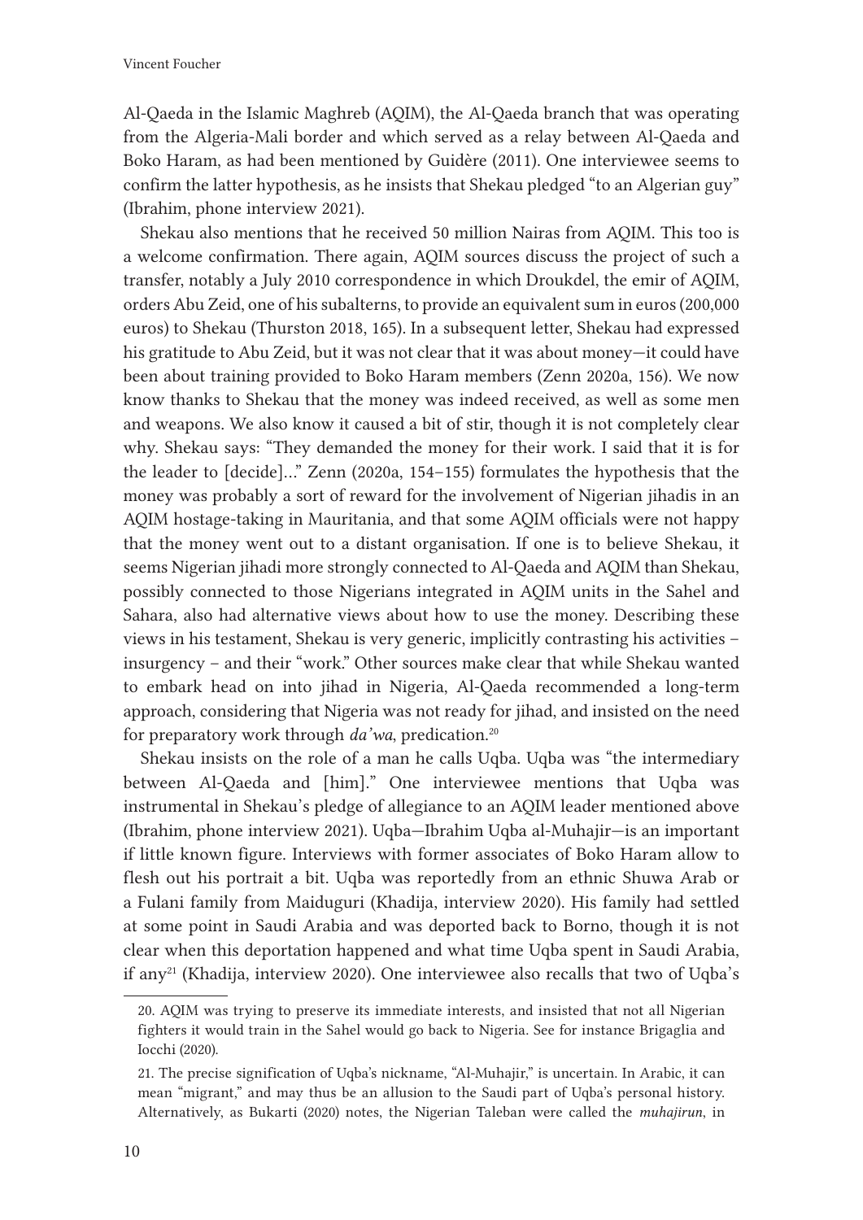Al-Qaeda in the Islamic Maghreb (AQIM), the Al-Qaeda branch that was operating from the Algeria-Mali border and which served as a relay between Al-Qaeda and Boko Haram, as had been mentioned by Guidère (2011). One interviewee seems to confirm the latter hypothesis, as he insists that Shekau pledged "to an Algerian guy" (Ibrahim, phone interview 2021).

Shekau also mentions that he received 50 million Nairas from AQIM. This too is a welcome confirmation. There again, AQIM sources discuss the project of such a transfer, notably a July 2010 correspondence in which Droukdel, the emir of AQIM, orders Abu Zeid, one of his subalterns, to provide an equivalent sum in euros (200,000 euros) to Shekau (Thurston 2018, 165). In a subsequent letter, Shekau had expressed his gratitude to Abu Zeid, but it was not clear that it was about money—it could have been about training provided to Boko Haram members (Zenn 2020a, 156). We now know thanks to Shekau that the money was indeed received, as well as some men and weapons. We also know it caused a bit of stir, though it is not completely clear why. Shekau says: "They demanded the money for their work. I said that it is for the leader to [decide]…" Zenn (2020a, 154–155) formulates the hypothesis that the money was probably a sort of reward for the involvement of Nigerian jihadis in an AQIM hostage-taking in Mauritania, and that some AQIM officials were not happy that the money went out to a distant organisation. If one is to believe Shekau, it seems Nigerian jihadi more strongly connected to Al-Qaeda and AQIM than Shekau, possibly connected to those Nigerians integrated in AQIM units in the Sahel and Sahara, also had alternative views about how to use the money. Describing these views in his testament, Shekau is very generic, implicitly contrasting his activities – insurgency – and their "work." Other sources make clear that while Shekau wanted to embark head on into jihad in Nigeria, Al-Qaeda recommended a long-term approach, considering that Nigeria was not ready for jihad, and insisted on the need for preparatory work through *da'wa*, predication.[20]

Shekau insists on the role of a man he calls Uqba. Uqba was "the intermediary between Al-Qaeda and [him]." One interviewee mentions that Uqba was instrumental in Shekau's pledge of allegiance to an AQIM leader mentioned above (Ibrahim, phone interview 2021). Uqba—Ibrahim Uqba al-Muhajir—is an important if little known figure. Interviews with former associates of Boko Haram allow to flesh out his portrait a bit. Uqba was reportedly from an ethnic Shuwa Arab or a Fulani family from Maiduguri (Khadija, interview 2020). His family had settled at some point in Saudi Arabia and was deported back to Borno, though it is not clear when this deportation happened and what time Uqba spent in Saudi Arabia, if any[21] (Khadija, interview 2020). One interviewee also recalls that two of Uqba's

---

20. AQIM was trying to preserve its immediate interests, and insisted that not all Nigerian fighters it would train in the Sahel would go back to Nigeria. See for instance Brigaglia and Iocchi (2020).

21. The precise signification of Uqba's nickname, "Al-Muhajir," is uncertain. In Arabic, it can mean "migrant," and may thus be an allusion to the Saudi part of Uqba's personal history. Alternatively, as Bukarti (2020) notes, the Nigerian Taleban were called the *muhajirun*, in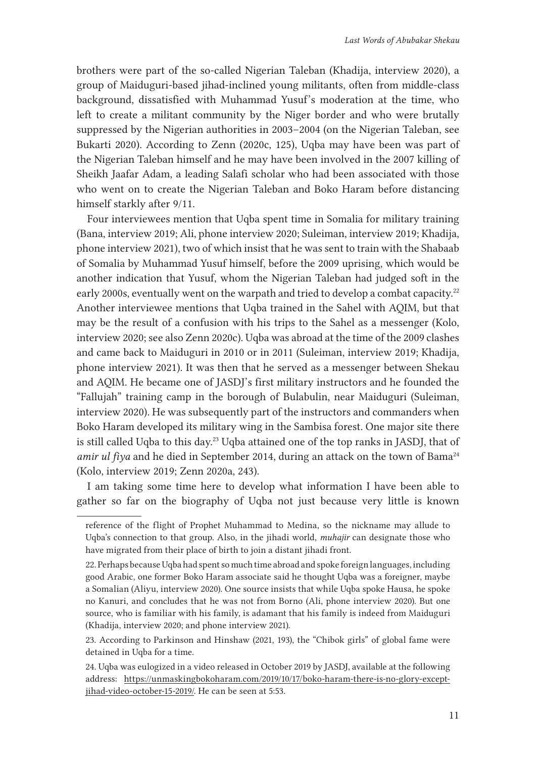brothers were part of the so-called Nigerian Taleban (Khadija, interview 2020), a group of Maiduguri-based jihad-inclined young militants, often from middle-class background, dissatisfied with Muhammad Yusuf's moderation at the time, who left to create a militant community by the Niger border and who were brutally suppressed by the Nigerian authorities in 2003–2004 (on the Nigerian Taleban, see Bukarti 2020). According to Zenn (2020c, 125), Uqba may have been was part of the Nigerian Taleban himself and he may have been involved in the 2007 killing of Sheikh Jaafar Adam, a leading Salafi scholar who had been associated with those who went on to create the Nigerian Taleban and Boko Haram before distancing himself starkly after 9/11.

Four interviewees mention that Uqba spent time in Somalia for military training (Bana, interview 2019; Ali, phone interview 2020; Suleiman, interview 2019; Khadija, phone interview 2021), two of which insist that he was sent to train with the Shabaab of Somalia by Muhammad Yusuf himself, before the 2009 uprising, which would be another indication that Yusuf, whom the Nigerian Taleban had judged soft in the early 2000s, eventually went on the warpath and tried to develop a combat capacity.[22] Another interviewee mentions that Uqba trained in the Sahel with AQIM, but that may be the result of a confusion with his trips to the Sahel as a messenger (Kolo, interview 2020; see also Zenn 2020c). Uqba was abroad at the time of the 2009 clashes and came back to Maiduguri in 2010 or in 2011 (Suleiman, interview 2019; Khadija, phone interview 2021). It was then that he served as a messenger between Shekau and AQIM. He became one of JASDJ's first military instructors and he founded the "Fallujah" training camp in the borough of Bulabulin, near Maiduguri (Suleiman, interview 2020). He was subsequently part of the instructors and commanders when Boko Haram developed its military wing in the Sambisa forest. One major site there is still called Uqba to this day.[23] Uqba attained one of the top ranks in JASDJ, that of *amir ul fiya* and he died in September 2014, during an attack on the town of Bama[24] (Kolo, interview 2019; Zenn 2020a, 243).

I am taking some time here to develop what information I have been able to gather so far on the biography of Uqba not just because very little is known

---

reference of the flight of Prophet Muhammad to Medina, so the nickname may allude to Uqba's connection to that group. Also, in the jihadi world, *muhajir* can designate those who have migrated from their place of birth to join a distant jihadi front.

22. Perhaps because Uqba had spent so much time abroad and spoke foreign languages, including good Arabic, one former Boko Haram associate said he thought Uqba was a foreigner, maybe a Somalian (Aliyu, interview 2020). One source insists that while Uqba spoke Hausa, he spoke no Kanuri, and concludes that he was not from Borno (Ali, phone interview 2020). But one source, who is familiar with his family, is adamant that his family is indeed from Maiduguri (Khadija, interview 2020; and phone interview 2021).

23. According to Parkinson and Hinshaw (2021, 193), the "Chibok girls" of global fame were detained in Uqba for a time.

24. Uqba was eulogized in a video released in October 2019 by JASDJ, available at the following address: https://unmaskingbokoharam.com/2019/10/17/boko-haram-there-is-no-glory-except-jihad-video-october-15-2019/. He can be seen at 5:53.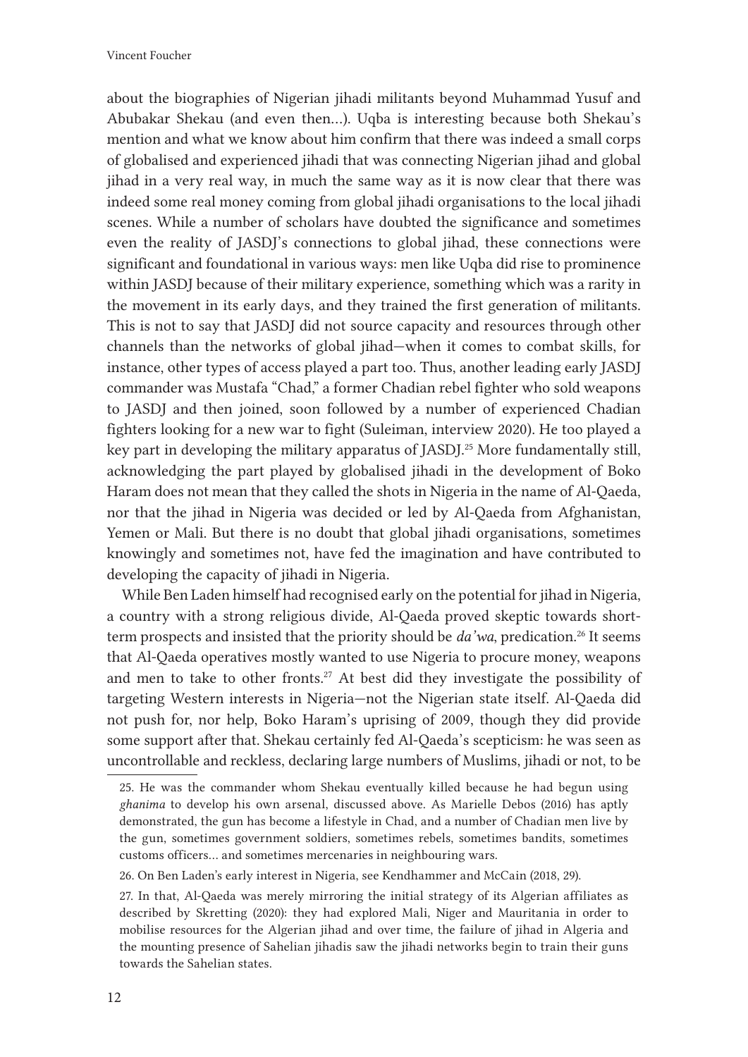about the biographies of Nigerian jihadi militants beyond Muhammad Yusuf and Abubakar Shekau (and even then…). Uqba is interesting because both Shekau's mention and what we know about him confirm that there was indeed a small corps of globalised and experienced jihadi that was connecting Nigerian jihad and global jihad in a very real way, in much the same way as it is now clear that there was indeed some real money coming from global jihadi organisations to the local jihadi scenes. While a number of scholars have doubted the significance and sometimes even the reality of JASDJ's connections to global jihad, these connections were significant and foundational in various ways: men like Uqba did rise to prominence within JASDJ because of their military experience, something which was a rarity in the movement in its early days, and they trained the first generation of militants. This is not to say that JASDJ did not source capacity and resources through other channels than the networks of global jihad—when it comes to combat skills, for instance, other types of access played a part too. Thus, another leading early JASDJ commander was Mustafa "Chad," a former Chadian rebel fighter who sold weapons to JASDJ and then joined, soon followed by a number of experienced Chadian fighters looking for a new war to fight (Suleiman, interview 2020). He too played a key part in developing the military apparatus of JASDJ.[25] More fundamentally still, acknowledging the part played by globalised jihadi in the development of Boko Haram does not mean that they called the shots in Nigeria in the name of Al-Qaeda, nor that the jihad in Nigeria was decided or led by Al-Qaeda from Afghanistan, Yemen or Mali. But there is no doubt that global jihadi organisations, sometimes knowingly and sometimes not, have fed the imagination and have contributed to developing the capacity of jihadi in Nigeria.

While Ben Laden himself had recognised early on the potential for jihad in Nigeria, a country with a strong religious divide, Al-Qaeda proved skeptic towards short-term prospects and insisted that the priority should be *da'wa*, predication.[26] It seems that Al-Qaeda operatives mostly wanted to use Nigeria to procure money, weapons and men to take to other fronts.[27] At best did they investigate the possibility of targeting Western interests in Nigeria—not the Nigerian state itself. Al-Qaeda did not push for, nor help, Boko Haram's uprising of 2009, though they did provide some support after that. Shekau certainly fed Al-Qaeda's scepticism: he was seen as uncontrollable and reckless, declaring large numbers of Muslims, jihadi or not, to be

25. He was the commander whom Shekau eventually killed because he had begun using *ghanima* to develop his own arsenal, discussed above. As Marielle Debos (2016) has aptly demonstrated, the gun has become a lifestyle in Chad, and a number of Chadian men live by the gun, sometimes government soldiers, sometimes rebels, sometimes bandits, sometimes customs officers… and sometimes mercenaries in neighbouring wars.

26. On Ben Laden's early interest in Nigeria, see Kendhammer and McCain (2018, 29).

27. In that, Al-Qaeda was merely mirroring the initial strategy of its Algerian affiliates as described by Skretting (2020): they had explored Mali, Niger and Mauritania in order to mobilise resources for the Algerian jihad and over time, the failure of jihad in Algeria and the mounting presence of Sahelian jihadis saw the jihadi networks begin to train their guns towards the Sahelian states.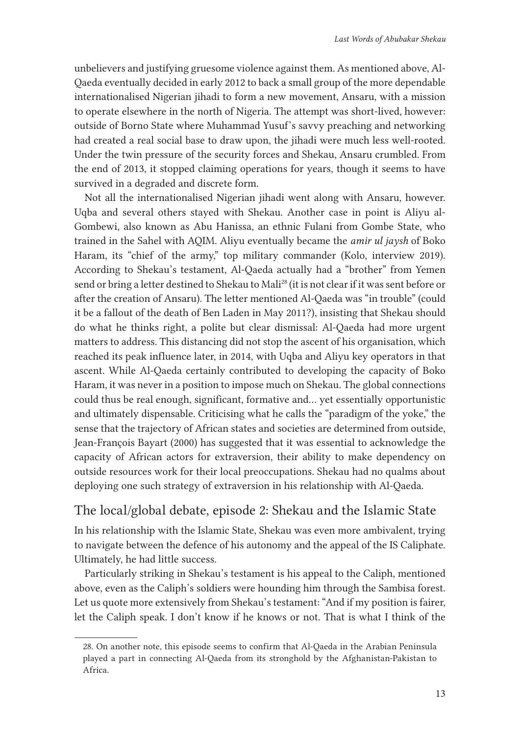unbelievers and justifying gruesome violence against them. As mentioned above, Al-Qaeda eventually decided in early 2012 to back a small group of the more dependable internationalised Nigerian jihadi to form a new movement, Ansaru, with a mission to operate elsewhere in the north of Nigeria. The attempt was short-lived, however: outside of Borno State where Muhammad Yusuf's savvy preaching and networking had created a real social base to draw upon, the jihadi were much less well-rooted. Under the twin pressure of the security forces and Shekau, Ansaru crumbled. From the end of 2013, it stopped claiming operations for years, though it seems to have survived in a degraded and discrete form.

Not all the internationalised Nigerian jihadi went along with Ansaru, however. Uqba and several others stayed with Shekau. Another case in point is Aliyu al-Gombewi, also known as Abu Hanissa, an ethnic Fulani from Gombe State, who trained in the Sahel with AQIM. Aliyu eventually became the *amir ul jaysh* of Boko Haram, its "chief of the army," top military commander (Kolo, interview 2019). According to Shekau's testament, Al-Qaeda actually had a "brother" from Yemen send or bring a letter destined to Shekau to Mali[28] (it is not clear if it was sent before or after the creation of Ansaru). The letter mentioned Al-Qaeda was "in trouble" (could it be a fallout of the death of Ben Laden in May 2011?), insisting that Shekau should do what he thinks right, a polite but clear dismissal: Al-Qaeda had more urgent matters to address. This distancing did not stop the ascent of his organisation, which reached its peak influence later, in 2014, with Uqba and Aliyu key operators in that ascent. While Al-Qaeda certainly contributed to developing the capacity of Boko Haram, it was never in a position to impose much on Shekau. The global connections could thus be real enough, significant, formative and… yet essentially opportunistic and ultimately dispensable. Criticising what he calls the "paradigm of the yoke," the sense that the trajectory of African states and societies are determined from outside, Jean-François Bayart (2000) has suggested that it was essential to acknowledge the capacity of African actors for extraversion, their ability to make dependency on outside resources work for their local preoccupations. Shekau had no qualms about deploying one such strategy of extraversion in his relationship with Al-Qaeda.

## The local/global debate, episode 2: Shekau and the Islamic State

In his relationship with the Islamic State, Shekau was even more ambivalent, trying to navigate between the defence of his autonomy and the appeal of the IS Caliphate. Ultimately, he had little success.

Particularly striking in Shekau's testament is his appeal to the Caliph, mentioned above, even as the Caliph's soldiers were hounding him through the Sambisa forest. Let us quote more extensively from Shekau's testament: "And if my position is fairer, let the Caliph speak. I don't know if he knows or not. That is what I think of the

28. On another note, this episode seems to confirm that Al-Qaeda in the Arabian Peninsula played a part in connecting Al-Qaeda from its stronghold by the Afghanistan-Pakistan to Africa.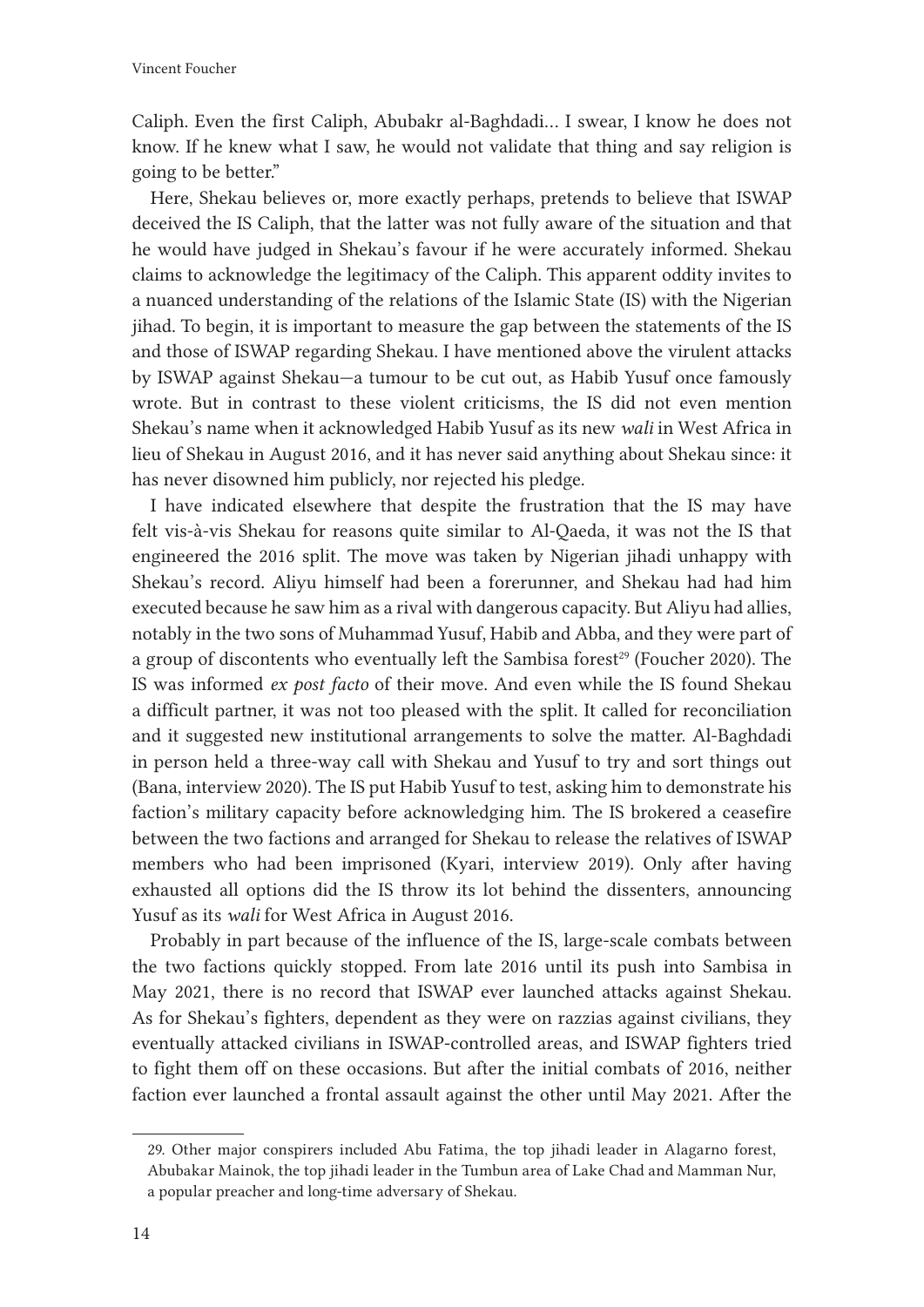Caliph. Even the first Caliph, Abubakr al-Baghdadi… I swear, I know he does not know. If he knew what I saw, he would not validate that thing and say religion is going to be better."

Here, Shekau believes or, more exactly perhaps, pretends to believe that ISWAP deceived the IS Caliph, that the latter was not fully aware of the situation and that he would have judged in Shekau's favour if he were accurately informed. Shekau claims to acknowledge the legitimacy of the Caliph. This apparent oddity invites to a nuanced understanding of the relations of the Islamic State (IS) with the Nigerian jihad. To begin, it is important to measure the gap between the statements of the IS and those of ISWAP regarding Shekau. I have mentioned above the virulent attacks by ISWAP against Shekau—a tumour to be cut out, as Habib Yusuf once famously wrote. But in contrast to these violent criticisms, the IS did not even mention Shekau's name when it acknowledged Habib Yusuf as its new *wali* in West Africa in lieu of Shekau in August 2016, and it has never said anything about Shekau since: it has never disowned him publicly, nor rejected his pledge.

I have indicated elsewhere that despite the frustration that the IS may have felt vis-à-vis Shekau for reasons quite similar to Al-Qaeda, it was not the IS that engineered the 2016 split. The move was taken by Nigerian jihadi unhappy with Shekau's record. Aliyu himself had been a forerunner, and Shekau had had him executed because he saw him as a rival with dangerous capacity. But Aliyu had allies, notably in the two sons of Muhammad Yusuf, Habib and Abba, and they were part of a group of discontents who eventually left the Sambisa forest[29] (Foucher 2020). The IS was informed *ex post facto* of their move. And even while the IS found Shekau a difficult partner, it was not too pleased with the split. It called for reconciliation and it suggested new institutional arrangements to solve the matter. Al-Baghdadi in person held a three-way call with Shekau and Yusuf to try and sort things out (Bana, interview 2020). The IS put Habib Yusuf to test, asking him to demonstrate his faction's military capacity before acknowledging him. The IS brokered a ceasefire between the two factions and arranged for Shekau to release the relatives of ISWAP members who had been imprisoned (Kyari, interview 2019). Only after having exhausted all options did the IS throw its lot behind the dissenters, announcing Yusuf as its *wali* for West Africa in August 2016.

Probably in part because of the influence of the IS, large-scale combats between the two factions quickly stopped. From late 2016 until its push into Sambisa in May 2021, there is no record that ISWAP ever launched attacks against Shekau. As for Shekau's fighters, dependent as they were on razzias against civilians, they eventually attacked civilians in ISWAP-controlled areas, and ISWAP fighters tried to fight them off on these occasions. But after the initial combats of 2016, neither faction ever launched a frontal assault against the other until May 2021. After the

29. Other major conspirers included Abu Fatima, the top jihadi leader in Alagarno forest, Abubakar Mainok, the top jihadi leader in the Tumbun area of Lake Chad and Mamman Nur, a popular preacher and long-time adversary of Shekau.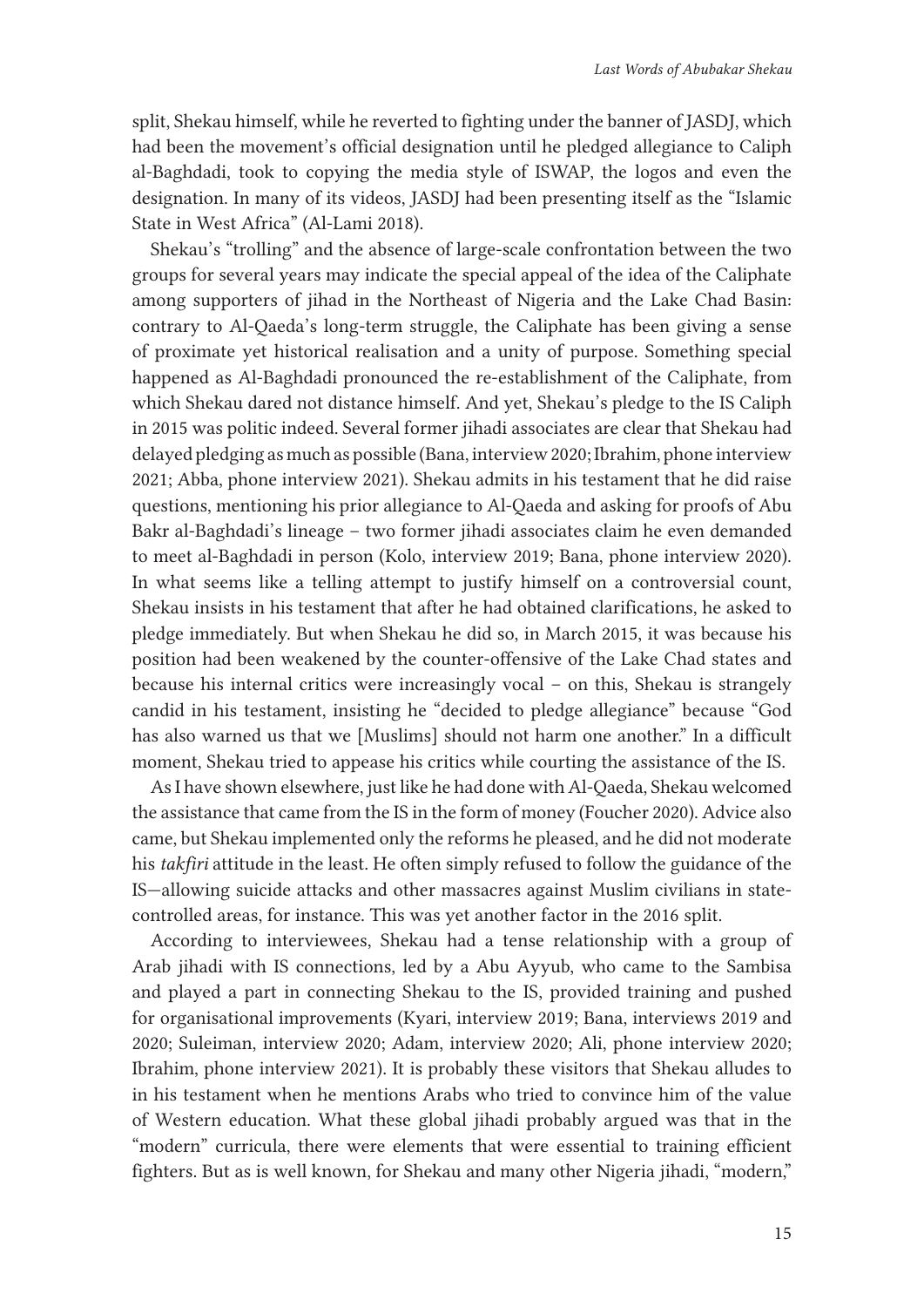split, Shekau himself, while he reverted to fighting under the banner of JASDJ, which had been the movement's official designation until he pledged allegiance to Caliph al-Baghdadi, took to copying the media style of ISWAP, the logos and even the designation. In many of its videos, JASDJ had been presenting itself as the "Islamic State in West Africa" (Al-Lami 2018).

Shekau's "trolling" and the absence of large-scale confrontation between the two groups for several years may indicate the special appeal of the idea of the Caliphate among supporters of jihad in the Northeast of Nigeria and the Lake Chad Basin: contrary to Al-Qaeda's long-term struggle, the Caliphate has been giving a sense of proximate yet historical realisation and a unity of purpose. Something special happened as Al-Baghdadi pronounced the re-establishment of the Caliphate, from which Shekau dared not distance himself. And yet, Shekau's pledge to the IS Caliph in 2015 was politic indeed. Several former jihadi associates are clear that Shekau had delayed pledging as much as possible (Bana, interview 2020; Ibrahim, phone interview 2021; Abba, phone interview 2021). Shekau admits in his testament that he did raise questions, mentioning his prior allegiance to Al-Qaeda and asking for proofs of Abu Bakr al-Baghdadi's lineage – two former jihadi associates claim he even demanded to meet al-Baghdadi in person (Kolo, interview 2019; Bana, phone interview 2020). In what seems like a telling attempt to justify himself on a controversial count, Shekau insists in his testament that after he had obtained clarifications, he asked to pledge immediately. But when Shekau he did so, in March 2015, it was because his position had been weakened by the counter-offensive of the Lake Chad states and because his internal critics were increasingly vocal – on this, Shekau is strangely candid in his testament, insisting he "decided to pledge allegiance" because "God has also warned us that we [Muslims] should not harm one another." In a difficult moment, Shekau tried to appease his critics while courting the assistance of the IS.

As I have shown elsewhere, just like he had done with Al-Qaeda, Shekau welcomed the assistance that came from the IS in the form of money (Foucher 2020). Advice also came, but Shekau implemented only the reforms he pleased, and he did not moderate his *takfiri* attitude in the least. He often simply refused to follow the guidance of the IS—allowing suicide attacks and other massacres against Muslim civilians in state-controlled areas, for instance. This was yet another factor in the 2016 split.

According to interviewees, Shekau had a tense relationship with a group of Arab jihadi with IS connections, led by a Abu Ayyub, who came to the Sambisa and played a part in connecting Shekau to the IS, provided training and pushed for organisational improvements (Kyari, interview 2019; Bana, interviews 2019 and 2020; Suleiman, interview 2020; Adam, interview 2020; Ali, phone interview 2020; Ibrahim, phone interview 2021). It is probably these visitors that Shekau alludes to in his testament when he mentions Arabs who tried to convince him of the value of Western education. What these global jihadi probably argued was that in the "modern" curricula, there were elements that were essential to training efficient fighters. But as is well known, for Shekau and many other Nigeria jihadi, "modern,"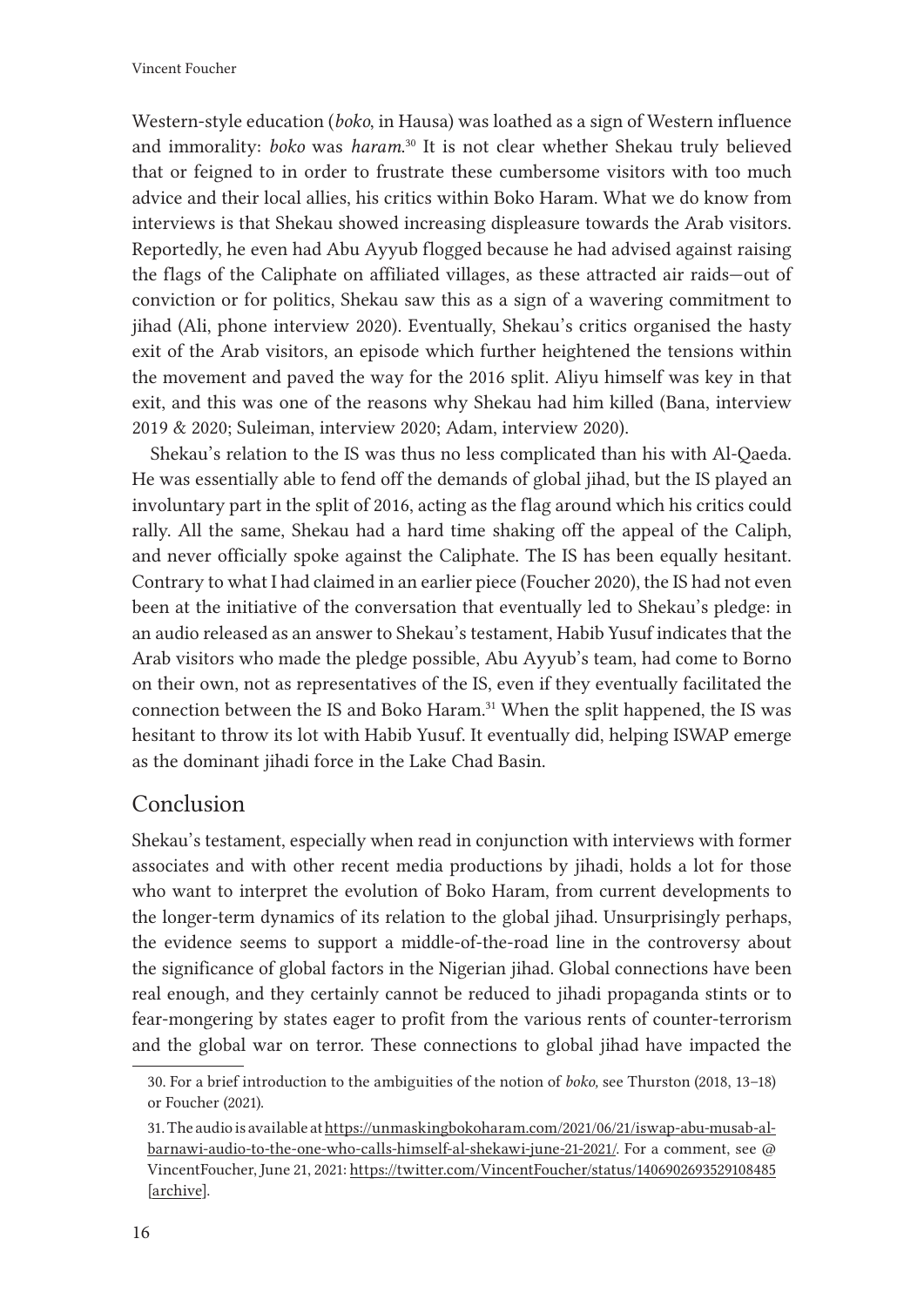Western-style education (*boko*, in Hausa) was loathed as a sign of Western influence and immorality: *boko* was *haram*.[30] It is not clear whether Shekau truly believed that or feigned to in order to frustrate these cumbersome visitors with too much advice and their local allies, his critics within Boko Haram. What we do know from interviews is that Shekau showed increasing displeasure towards the Arab visitors. Reportedly, he even had Abu Ayyub flogged because he had advised against raising the flags of the Caliphate on affiliated villages, as these attracted air raids—out of conviction or for politics, Shekau saw this as a sign of a wavering commitment to jihad (Ali, phone interview 2020). Eventually, Shekau's critics organised the hasty exit of the Arab visitors, an episode which further heightened the tensions within the movement and paved the way for the 2016 split. Aliyu himself was key in that exit, and this was one of the reasons why Shekau had him killed (Bana, interview 2019 & 2020; Suleiman, interview 2020; Adam, interview 2020).

Shekau's relation to the IS was thus no less complicated than his with Al-Qaeda. He was essentially able to fend off the demands of global jihad, but the IS played an involuntary part in the split of 2016, acting as the flag around which his critics could rally. All the same, Shekau had a hard time shaking off the appeal of the Caliph, and never officially spoke against the Caliphate. The IS has been equally hesitant. Contrary to what I had claimed in an earlier piece (Foucher 2020), the IS had not even been at the initiative of the conversation that eventually led to Shekau's pledge: in an audio released as an answer to Shekau's testament, Habib Yusuf indicates that the Arab visitors who made the pledge possible, Abu Ayyub's team, had come to Borno on their own, not as representatives of the IS, even if they eventually facilitated the connection between the IS and Boko Haram.[31] When the split happened, the IS was hesitant to throw its lot with Habib Yusuf. It eventually did, helping ISWAP emerge as the dominant jihadi force in the Lake Chad Basin.

## Conclusion

Shekau's testament, especially when read in conjunction with interviews with former associates and with other recent media productions by jihadi, holds a lot for those who want to interpret the evolution of Boko Haram, from current developments to the longer-term dynamics of its relation to the global jihad. Unsurprisingly perhaps, the evidence seems to support a middle-of-the-road line in the controversy about the significance of global factors in the Nigerian jihad. Global connections have been real enough, and they certainly cannot be reduced to jihadi propaganda stints or to fear-mongering by states eager to profit from the various rents of counter-terrorism and the global war on terror. These connections to global jihad have impacted the

30. For a brief introduction to the ambiguities of the notion of *boko*, see Thurston (2018, 13–18) or Foucher (2021).

31. The audio is available at https://unmaskingbokoharam.com/2021/06/21/iswap-abu-musab-al-barnawi-audio-to-the-one-who-calls-himself-al-shekawi-june-21-2021/. For a comment, see @VincentFoucher, June 21, 2021: https://twitter.com/VincentFoucher/status/1406902693529108485 [archive].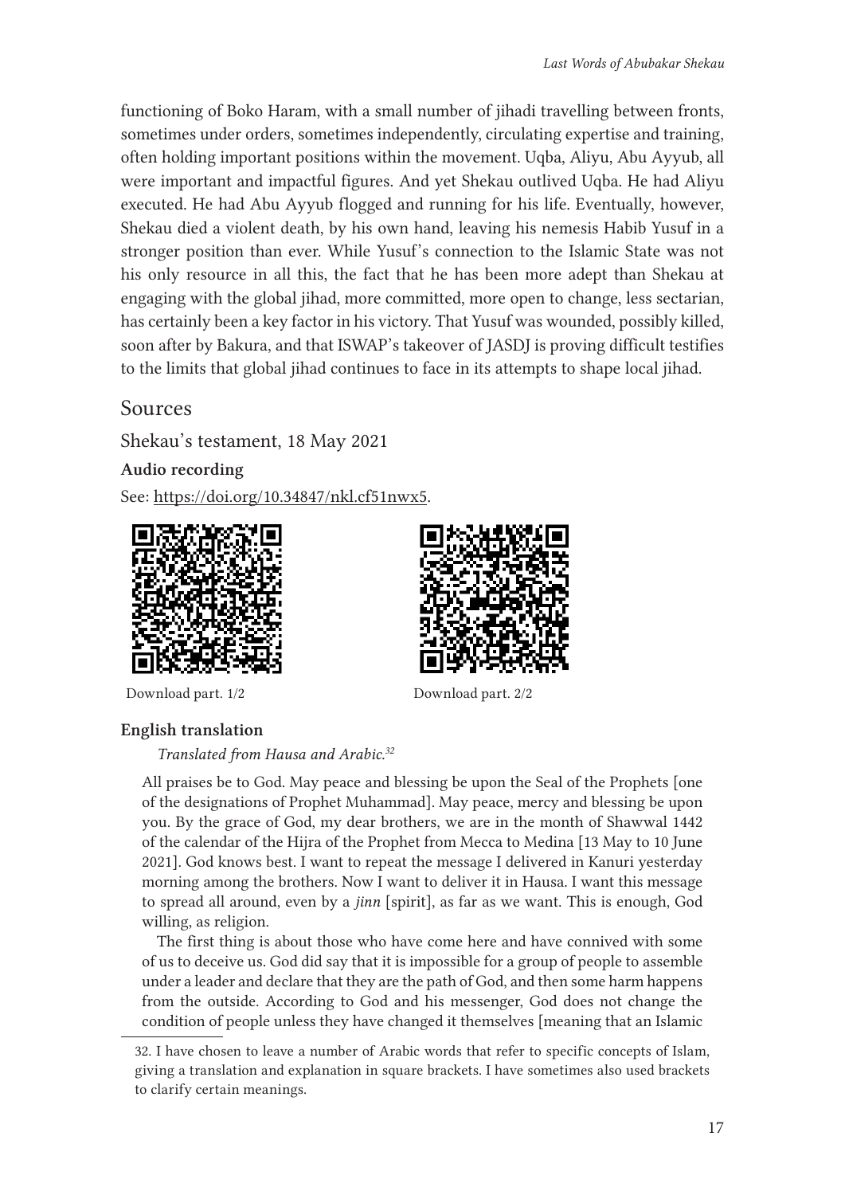functioning of Boko Haram, with a small number of jihadi travelling between fronts, sometimes under orders, sometimes independently, circulating expertise and training, often holding important positions within the movement. Uqba, Aliyu, Abu Ayyub, all were important and impactful figures. And yet Shekau outlived Uqba. He had Aliyu executed. He had Abu Ayyub flogged and running for his life. Eventually, however, Shekau died a violent death, by his own hand, leaving his nemesis Habib Yusuf in a stronger position than ever. While Yusuf's connection to the Islamic State was not his only resource in all this, the fact that he has been more adept than Shekau at engaging with the global jihad, more committed, more open to change, less sectarian, has certainly been a key factor in his victory. That Yusuf was wounded, possibly killed, soon after by Bakura, and that ISWAP's takeover of JASDJ is proving difficult testifies to the limits that global jihad continues to face in its attempts to shape local jihad.

## Sources

### Shekau's testament, 18 May 2021

#### Audio recording

See: https://doi.org/10.34847/nkl.cf51nwx5.

Download part. 1/2

Download part. 2/2

#### English translation

*Translated from Hausa and Arabic.*[32]

All praises be to God. May peace and blessing be upon the Seal of the Prophets [one of the designations of Prophet Muhammad]. May peace, mercy and blessing be upon you. By the grace of God, my dear brothers, we are in the month of Shawwal 1442 of the calendar of the Hijra of the Prophet from Mecca to Medina [13 May to 10 June 2021]. God knows best. I want to repeat the message I delivered in Kanuri yesterday morning among the brothers. Now I want to deliver it in Hausa. I want this message to spread all around, even by a *jinn* [spirit], as far as we want. This is enough, God willing, as religion.

The first thing is about those who have come here and have connived with some of us to deceive us. God did say that it is impossible for a group of people to assemble under a leader and declare that they are the path of God, and then some harm happens from the outside. According to God and his messenger, God does not change the condition of people unless they have changed it themselves [meaning that an Islamic

32. I have chosen to leave a number of Arabic words that refer to specific concepts of Islam, giving a translation and explanation in square brackets. I have sometimes also used brackets to clarify certain meanings.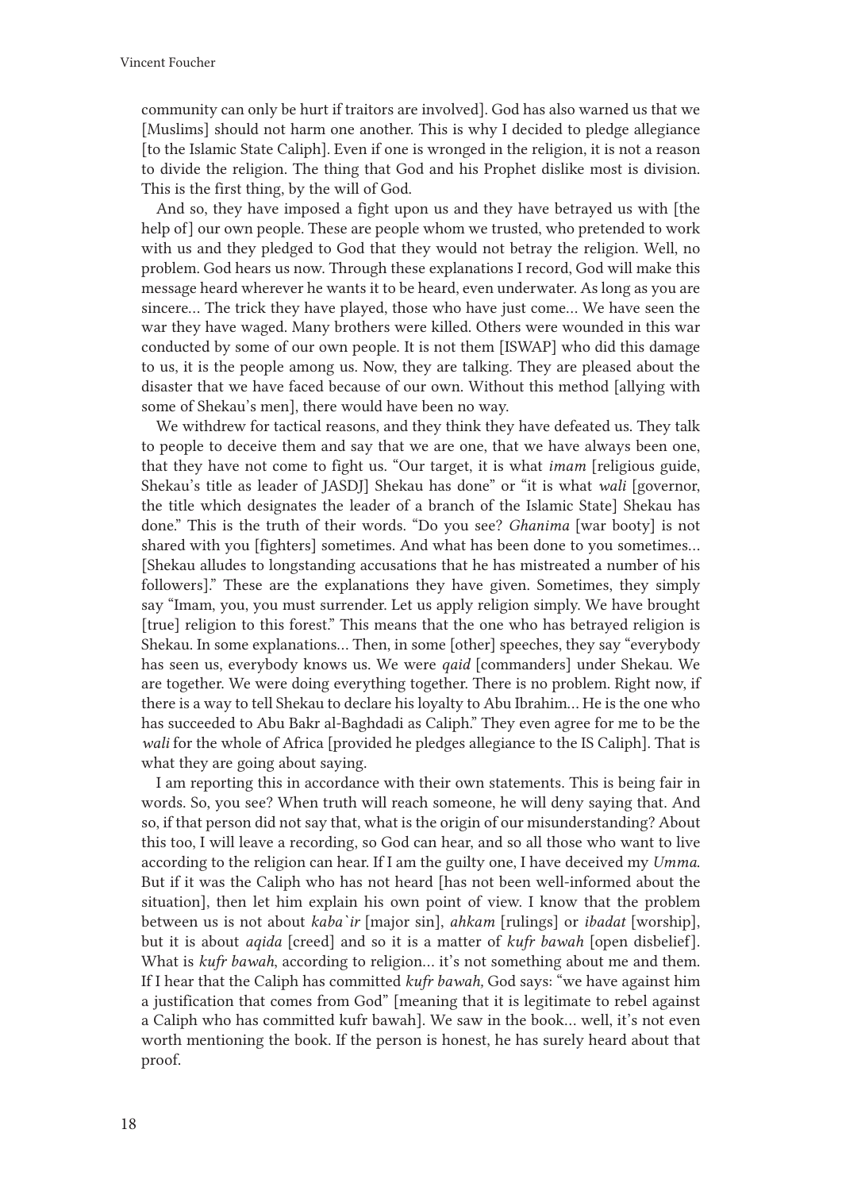community can only be hurt if traitors are involved]. God has also warned us that we [Muslims] should not harm one another. This is why I decided to pledge allegiance [to the Islamic State Caliph]. Even if one is wronged in the religion, it is not a reason to divide the religion. The thing that God and his Prophet dislike most is division. This is the first thing, by the will of God.

And so, they have imposed a fight upon us and they have betrayed us with [the help of] our own people. These are people whom we trusted, who pretended to work with us and they pledged to God that they would not betray the religion. Well, no problem. God hears us now. Through these explanations I record, God will make this message heard wherever he wants it to be heard, even underwater. As long as you are sincere… The trick they have played, those who have just come… We have seen the war they have waged. Many brothers were killed. Others were wounded in this war conducted by some of our own people. It is not them [ISWAP] who did this damage to us, it is the people among us. Now, they are talking. They are pleased about the disaster that we have faced because of our own. Without this method [allying with some of Shekau's men], there would have been no way.

We withdrew for tactical reasons, and they think they have defeated us. They talk to people to deceive them and say that we are one, that we have always been one, that they have not come to fight us. "Our target, it is what *imam* [religious guide, Shekau's title as leader of JASDJ] Shekau has done" or "it is what *wali* [governor, the title which designates the leader of a branch of the Islamic State] Shekau has done." This is the truth of their words. "Do you see? *Ghanima* [war booty] is not shared with you [fighters] sometimes. And what has been done to you sometimes… [Shekau alludes to longstanding accusations that he has mistreated a number of his followers]." These are the explanations they have given. Sometimes, they simply say "Imam, you, you must surrender. Let us apply religion simply. We have brought [true] religion to this forest." This means that the one who has betrayed religion is Shekau. In some explanations… Then, in some [other] speeches, they say "everybody has seen us, everybody knows us. We were *qaid* [commanders] under Shekau. We are together. We were doing everything together. There is no problem. Right now, if there is a way to tell Shekau to declare his loyalty to Abu Ibrahim… He is the one who has succeeded to Abu Bakr al-Baghdadi as Caliph." They even agree for me to be the *wali* for the whole of Africa [provided he pledges allegiance to the IS Caliph]. That is what they are going about saying.

I am reporting this in accordance with their own statements. This is being fair in words. So, you see? When truth will reach someone, he will deny saying that. And so, if that person did not say that, what is the origin of our misunderstanding? About this too, I will leave a recording, so God can hear, and so all those who want to live according to the religion can hear. If I am the guilty one, I have deceived my *Umma*. But if it was the Caliph who has not heard [has not been well-informed about the situation], then let him explain his own point of view. I know that the problem between us is not about *kaba`ir* [major sin], *ahkam* [rulings] or *ibadat* [worship], but it is about *aqida* [creed] and so it is a matter of *kufr bawah* [open disbelief]. What is *kufr bawah*, according to religion… it's not something about me and them. If I hear that the Caliph has committed *kufr bawah,* God says: "we have against him a justification that comes from God" [meaning that it is legitimate to rebel against a Caliph who has committed kufr bawah]. We saw in the book… well, it's not even worth mentioning the book. If the person is honest, he has surely heard about that proof.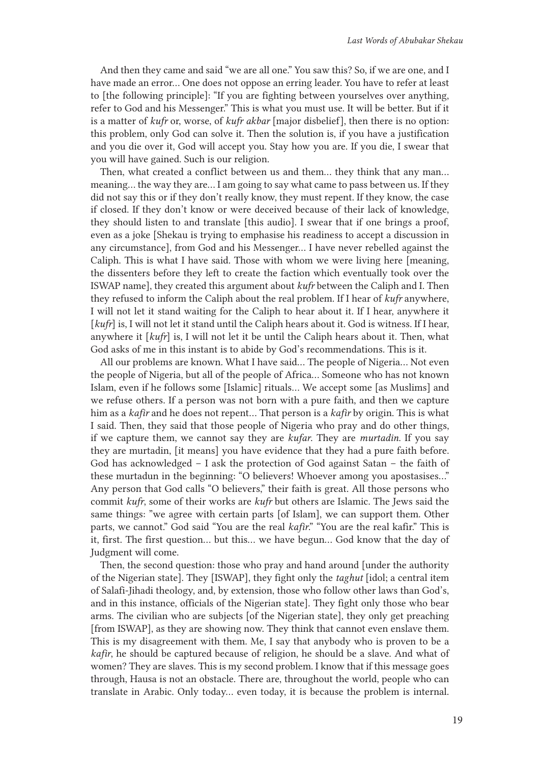And then they came and said "we are all one." You saw this? So, if we are one, and I have made an error… One does not oppose an erring leader. You have to refer at least to [the following principle]: "If you are fighting between yourselves over anything, refer to God and his Messenger." This is what you must use. It will be better. But if it is a matter of *kufr* or, worse, of *kufr akbar* [major disbelief], then there is no option: this problem, only God can solve it. Then the solution is, if you have a justification and you die over it, God will accept you. Stay how you are. If you die, I swear that you will have gained. Such is our religion.

Then, what created a conflict between us and them… they think that any man… meaning… the way they are… I am going to say what came to pass between us. If they did not say this or if they don't really know, they must repent. If they know, the case if closed. If they don't know or were deceived because of their lack of knowledge, they should listen to and translate [this audio]. I swear that if one brings a proof, even as a joke [Shekau is trying to emphasise his readiness to accept a discussion in any circumstance], from God and his Messenger… I have never rebelled against the Caliph. This is what I have said. Those with whom we were living here [meaning, the dissenters before they left to create the faction which eventually took over the ISWAP name], they created this argument about *kufr* between the Caliph and I. Then they refused to inform the Caliph about the real problem. If I hear of *kufr* anywhere, I will not let it stand waiting for the Caliph to hear about it. If I hear, anywhere it [*kufr*] is, I will not let it stand until the Caliph hears about it. God is witness. If I hear, anywhere it [*kufr*] is, I will not let it be until the Caliph hears about it. Then, what God asks of me in this instant is to abide by God's recommendations. This is it.

All our problems are known. What I have said… The people of Nigeria… Not even the people of Nigeria, but all of the people of Africa… Someone who has not known Islam, even if he follows some [Islamic] rituals… We accept some [as Muslims] and we refuse others. If a person was not born with a pure faith, and then we capture him as a *kafir* and he does not repent… That person is a *kafir* by origin. This is what I said. Then, they said that those people of Nigeria who pray and do other things, if we capture them, we cannot say they are *kufar*. They are *murtadin*. If you say they are murtadin, [it means] you have evidence that they had a pure faith before. God has acknowledged – I ask the protection of God against Satan – the faith of these murtadun in the beginning: "O believers! Whoever among you apostasises…" Any person that God calls "O believers," their faith is great. All those persons who commit *kufr*, some of their works are *kufr* but others are Islamic. The Jews said the same things: "we agree with certain parts [of Islam], we can support them. Other parts, we cannot." God said "You are the real *kafir*." "You are the real kafir." This is it, first. The first question… but this… we have begun… God know that the day of Judgment will come.

Then, the second question: those who pray and hand around [under the authority of the Nigerian state]. They [ISWAP], they fight only the *taghut* [idol; a central item of Salafi-Jihadi theology, and, by extension, those who follow other laws than God's, and in this instance, officials of the Nigerian state]. They fight only those who bear arms. The civilian who are subjects [of the Nigerian state], they only get preaching [from ISWAP], as they are showing now. They think that cannot even enslave them. This is my disagreement with them. Me, I say that anybody who is proven to be a *kafir*, he should be captured because of religion, he should be a slave. And what of women? They are slaves. This is my second problem. I know that if this message goes through, Hausa is not an obstacle. There are, throughout the world, people who can translate in Arabic. Only today… even today, it is because the problem is internal.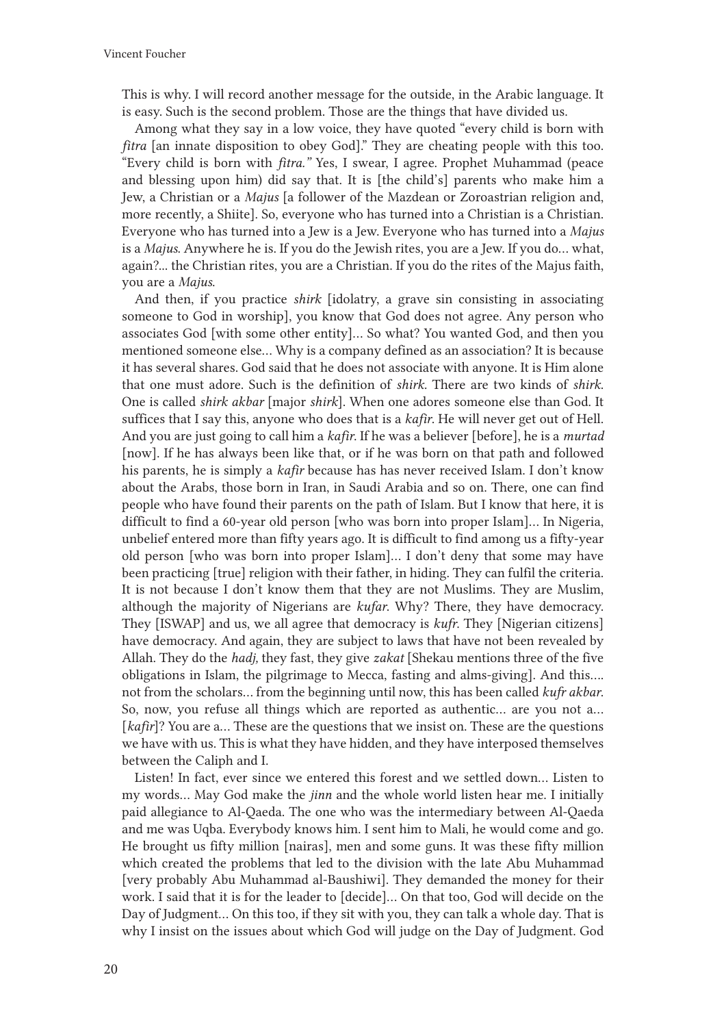This is why. I will record another message for the outside, in the Arabic language. It is easy. Such is the second problem. Those are the things that have divided us.

Among what they say in a low voice, they have quoted "every child is born with *fitra* [an innate disposition to obey God]." They are cheating people with this too. "Every child is born with *fitra.*" Yes, I swear, I agree. Prophet Muhammad (peace and blessing upon him) did say that. It is [the child's] parents who make him a Jew, a Christian or a *Majus* [a follower of the Mazdean or Zoroastrian religion and, more recently, a Shiite]. So, everyone who has turned into a Christian is a Christian. Everyone who has turned into a Jew is a Jew. Everyone who has turned into a *Majus* is a *Majus.* Anywhere he is. If you do the Jewish rites, you are a Jew. If you do… what, again?... the Christian rites, you are a Christian. If you do the rites of the Majus faith, you are a *Majus.*

And then, if you practice *shirk* [idolatry, a grave sin consisting in associating someone to God in worship], you know that God does not agree. Any person who associates God [with some other entity]… So what? You wanted God, and then you mentioned someone else… Why is a company defined as an association? It is because it has several shares. God said that he does not associate with anyone. It is Him alone that one must adore. Such is the definition of *shirk.* There are two kinds of *shirk.* One is called *shirk akbar* [major *shirk*]. When one adores someone else than God. It suffices that I say this, anyone who does that is a *kafir.* He will never get out of Hell. And you are just going to call him a *kafir.* If he was a believer [before], he is a *murtad* [now]. If he has always been like that, or if he was born on that path and followed his parents, he is simply a *kafir* because has has never received Islam. I don't know about the Arabs, those born in Iran, in Saudi Arabia and so on. There, one can find people who have found their parents on the path of Islam. But I know that here, it is difficult to find a 60-year old person [who was born into proper Islam]… In Nigeria, unbelief entered more than fifty years ago. It is difficult to find among us a fifty-year old person [who was born into proper Islam]… I don't deny that some may have been practicing [true] religion with their father, in hiding. They can fulfil the criteria. It is not because I don't know them that they are not Muslims. They are Muslim, although the majority of Nigerians are *kufar.* Why? There, they have democracy. They [ISWAP] and us, we all agree that democracy is *kufr.* They [Nigerian citizens] have democracy. And again, they are subject to laws that have not been revealed by Allah. They do the *hadj,* they fast, they give *zakat* [Shekau mentions three of the five obligations in Islam, the pilgrimage to Mecca, fasting and alms-giving]. And this…. not from the scholars… from the beginning until now, this has been called *kufr akbar.* So, now, you refuse all things which are reported as authentic… are you not a… [*kafir*]? You are a… These are the questions that we insist on. These are the questions we have with us. This is what they have hidden, and they have interposed themselves between the Caliph and I.

Listen! In fact, ever since we entered this forest and we settled down… Listen to my words… May God make the *jinn* and the whole world listen hear me. I initially paid allegiance to Al-Qaeda. The one who was the intermediary between Al-Qaeda and me was Uqba. Everybody knows him. I sent him to Mali, he would come and go. He brought us fifty million [nairas], men and some guns. It was these fifty million which created the problems that led to the division with the late Abu Muhammad [very probably Abu Muhammad al-Baushiwi]. They demanded the money for their work. I said that it is for the leader to [decide]… On that too, God will decide on the Day of Judgment… On this too, if they sit with you, they can talk a whole day. That is why I insist on the issues about which God will judge on the Day of Judgment. God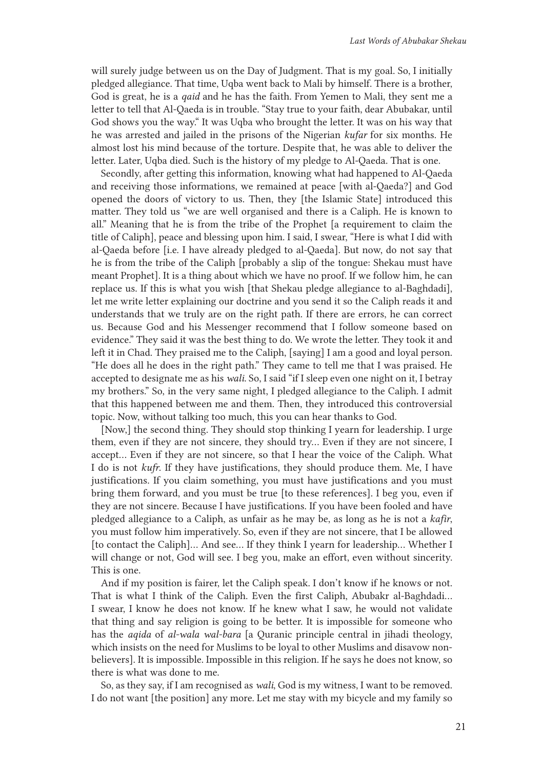will surely judge between us on the Day of Judgment. That is my goal. So, I initially pledged allegiance. That time, Uqba went back to Mali by himself. There is a brother, God is great, he is a *qaid* and he has the faith. From Yemen to Mali, they sent me a letter to tell that Al-Qaeda is in trouble. "Stay true to your faith, dear Abubakar, until God shows you the way." It was Uqba who brought the letter. It was on his way that he was arrested and jailed in the prisons of the Nigerian *kufar* for six months. He almost lost his mind because of the torture. Despite that, he was able to deliver the letter. Later, Uqba died. Such is the history of my pledge to Al-Qaeda. That is one.

Secondly, after getting this information, knowing what had happened to Al-Qaeda and receiving those informations, we remained at peace [with al-Qaeda?] and God opened the doors of victory to us. Then, they [the Islamic State] introduced this matter. They told us "we are well organised and there is a Caliph. He is known to all." Meaning that he is from the tribe of the Prophet [a requirement to claim the title of Caliph], peace and blessing upon him. I said, I swear, "Here is what I did with al-Qaeda before [i.e. I have already pledged to al-Qaeda]. But now, do not say that he is from the tribe of the Caliph [probably a slip of the tongue: Shekau must have meant Prophet]. It is a thing about which we have no proof. If we follow him, he can replace us. If this is what you wish [that Shekau pledge allegiance to al-Baghdadi], let me write letter explaining our doctrine and you send it so the Caliph reads it and understands that we truly are on the right path. If there are errors, he can correct us. Because God and his Messenger recommend that I follow someone based on evidence." They said it was the best thing to do. We wrote the letter. They took it and left it in Chad. They praised me to the Caliph, [saying] I am a good and loyal person. "He does all he does in the right path." They came to tell me that I was praised. He accepted to designate me as his *wali*. So, I said "if I sleep even one night on it, I betray my brothers." So, in the very same night, I pledged allegiance to the Caliph. I admit that this happened between me and them. Then, they introduced this controversial topic. Now, without talking too much, this you can hear thanks to God.

[Now,] the second thing. They should stop thinking I yearn for leadership. I urge them, even if they are not sincere, they should try… Even if they are not sincere, I accept… Even if they are not sincere, so that I hear the voice of the Caliph. What I do is not *kufr*. If they have justifications, they should produce them. Me, I have justifications. If you claim something, you must have justifications and you must bring them forward, and you must be true [to these references]. I beg you, even if they are not sincere. Because I have justifications. If you have been fooled and have pledged allegiance to a Caliph, as unfair as he may be, as long as he is not a *kafir*, you must follow him imperatively. So, even if they are not sincere, that I be allowed [to contact the Caliph]… And see… If they think I yearn for leadership… Whether I will change or not, God will see. I beg you, make an effort, even without sincerity. This is one.

And if my position is fairer, let the Caliph speak. I don't know if he knows or not. That is what I think of the Caliph. Even the first Caliph, Abubakr al-Baghdadi… I swear, I know he does not know. If he knew what I saw, he would not validate that thing and say religion is going to be better. It is impossible for someone who has the *aqida* of *al-wala wal-bara* [a Quranic principle central in jihadi theology, which insists on the need for Muslims to be loyal to other Muslims and disavow non-believers]. It is impossible. Impossible in this religion. If he says he does not know, so there is what was done to me.

So, as they say, if I am recognised as *wali*, God is my witness, I want to be removed. I do not want [the position] any more. Let me stay with my bicycle and my family so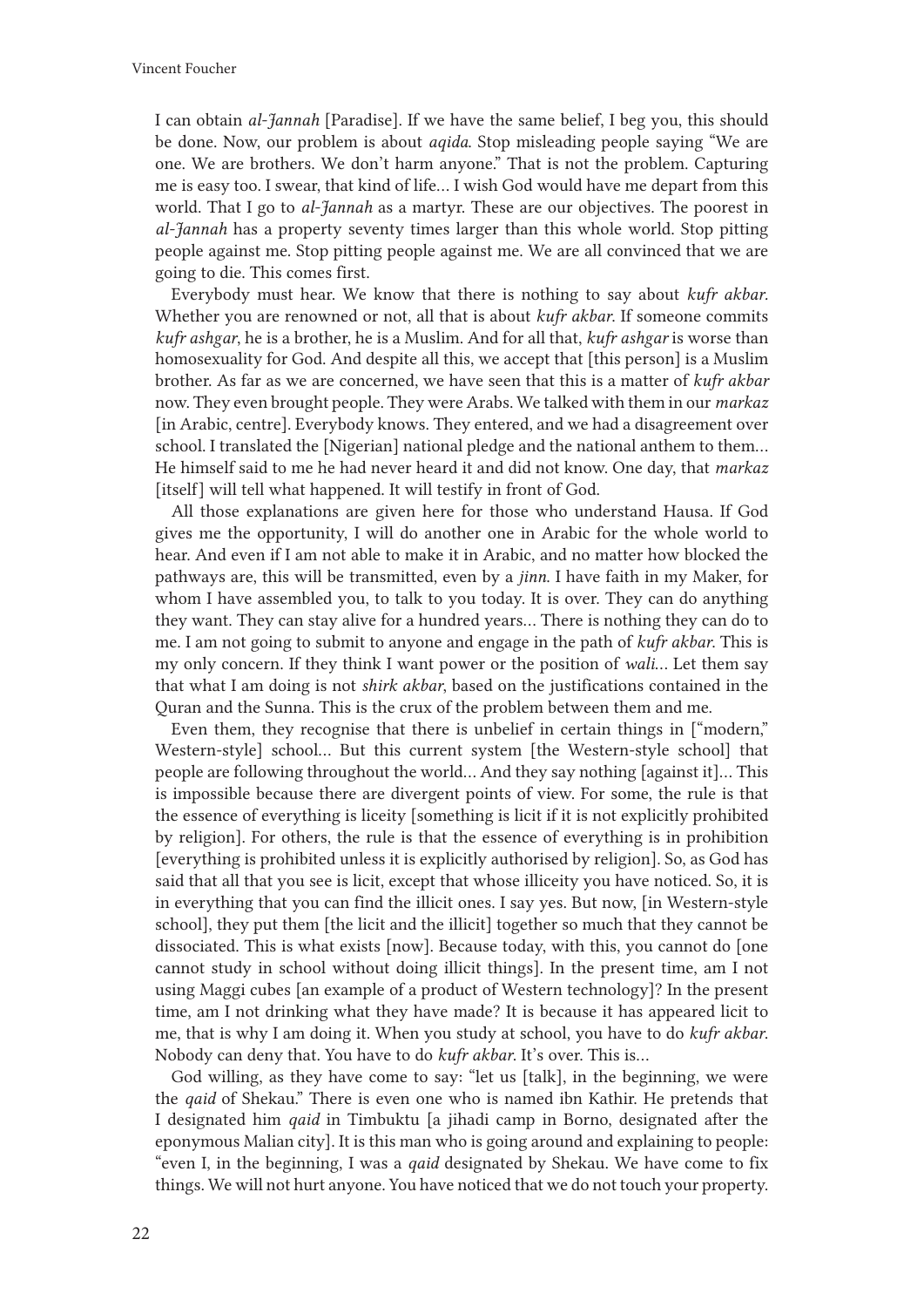I can obtain *al-Jannah* [Paradise]. If we have the same belief, I beg you, this should be done. Now, our problem is about *aqida*. Stop misleading people saying "We are one. We are brothers. We don't harm anyone." That is not the problem. Capturing me is easy too. I swear, that kind of life… I wish God would have me depart from this world. That I go to *al-Jannah* as a martyr. These are our objectives. The poorest in *al-Jannah* has a property seventy times larger than this whole world. Stop pitting people against me. Stop pitting people against me. We are all convinced that we are going to die. This comes first.

Everybody must hear. We know that there is nothing to say about *kufr akbar*. Whether you are renowned or not, all that is about *kufr akbar*. If someone commits *kufr ashgar*, he is a brother, he is a Muslim. And for all that, *kufr ashgar* is worse than homosexuality for God. And despite all this, we accept that [this person] is a Muslim brother. As far as we are concerned, we have seen that this is a matter of *kufr akbar* now. They even brought people. They were Arabs. We talked with them in our *markaz* [in Arabic, centre]. Everybody knows. They entered, and we had a disagreement over school. I translated the [Nigerian] national pledge and the national anthem to them… He himself said to me he had never heard it and did not know. One day, that *markaz* [itself] will tell what happened. It will testify in front of God.

All those explanations are given here for those who understand Hausa. If God gives me the opportunity, I will do another one in Arabic for the whole world to hear. And even if I am not able to make it in Arabic, and no matter how blocked the pathways are, this will be transmitted, even by a *jinn*. I have faith in my Maker, for whom I have assembled you, to talk to you today. It is over. They can do anything they want. They can stay alive for a hundred years… There is nothing they can do to me. I am not going to submit to anyone and engage in the path of *kufr akbar*. This is my only concern. If they think I want power or the position of *wali*… Let them say that what I am doing is not *shirk akbar*, based on the justifications contained in the Quran and the Sunna. This is the crux of the problem between them and me.

Even them, they recognise that there is unbelief in certain things in ["modern," Western-style] school… But this current system [the Western-style school] that people are following throughout the world… And they say nothing [against it]… This is impossible because there are divergent points of view. For some, the rule is that the essence of everything is liceity [something is licit if it is not explicitly prohibited by religion]. For others, the rule is that the essence of everything is in prohibition [everything is prohibited unless it is explicitly authorised by religion]. So, as God has said that all that you see is licit, except that whose illiceity you have noticed. So, it is in everything that you can find the illicit ones. I say yes. But now, [in Western-style school], they put them [the licit and the illicit] together so much that they cannot be dissociated. This is what exists [now]. Because today, with this, you cannot do [one cannot study in school without doing illicit things]. In the present time, am I not using Maggi cubes [an example of a product of Western technology]? In the present time, am I not drinking what they have made? It is because it has appeared licit to me, that is why I am doing it. When you study at school, you have to do *kufr akbar*. Nobody can deny that. You have to do *kufr akbar*. It's over. This is…

God willing, as they have come to say: "let us [talk], in the beginning, we were the *qaid* of Shekau." There is even one who is named ibn Kathir. He pretends that I designated him *qaid* in Timbuktu [a jihadi camp in Borno, designated after the eponymous Malian city]. It is this man who is going around and explaining to people: "even I, in the beginning, I was a *qaid* designated by Shekau. We have come to fix things. We will not hurt anyone. You have noticed that we do not touch your property.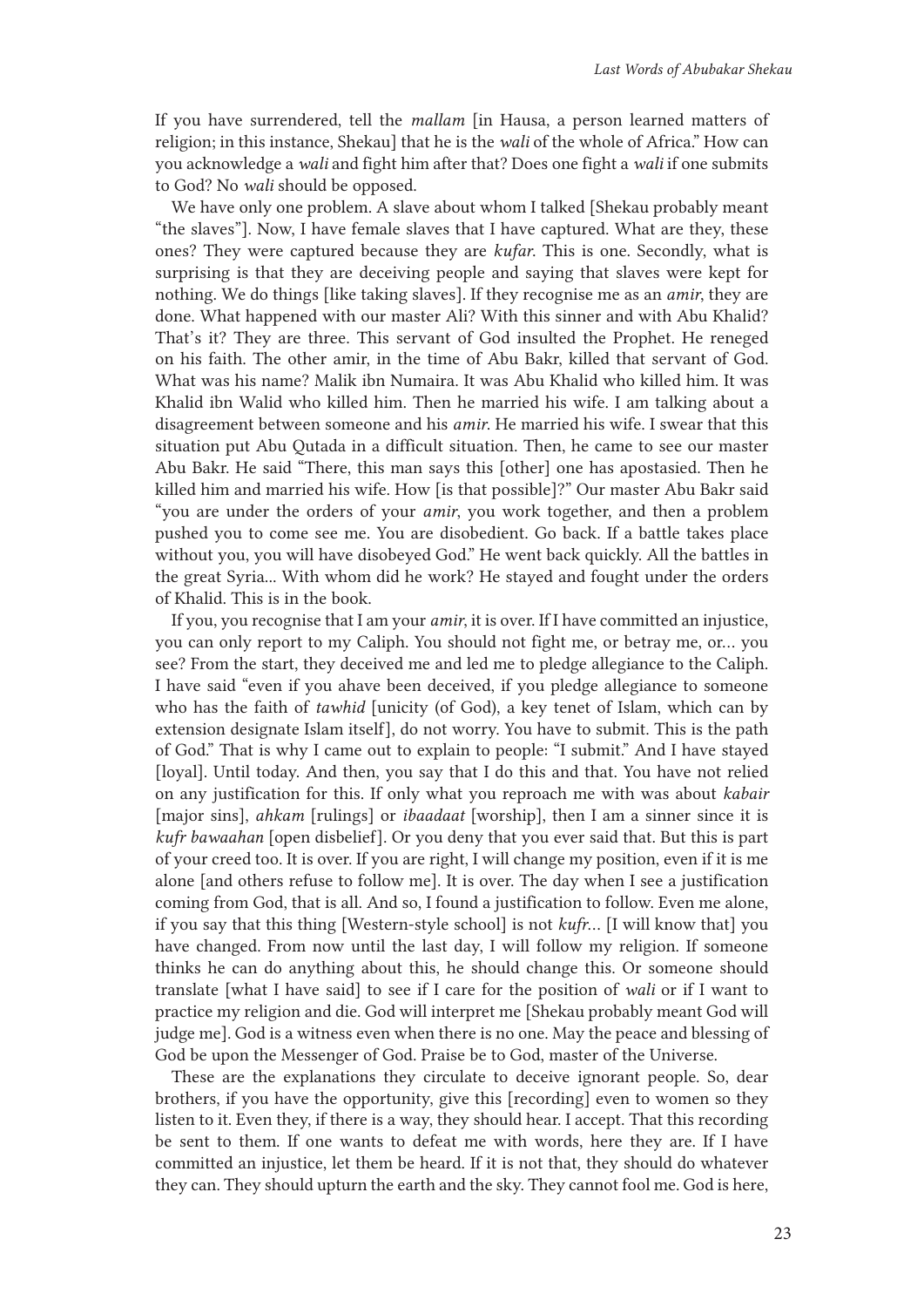If you have surrendered, tell the *mallam* [in Hausa, a person learned matters of religion; in this instance, Shekau] that he is the *wali* of the whole of Africa." How can you acknowledge a *wali* and fight him after that? Does one fight a *wali* if one submits to God? No *wali* should be opposed.

We have only one problem. A slave about whom I talked [Shekau probably meant "the slaves"]. Now, I have female slaves that I have captured. What are they, these ones? They were captured because they are *kufar*. This is one. Secondly, what is surprising is that they are deceiving people and saying that slaves were kept for nothing. We do things [like taking slaves]. If they recognise me as an *amir*, they are done. What happened with our master Ali? With this sinner and with Abu Khalid? That's it? They are three. This servant of God insulted the Prophet. He reneged on his faith. The other amir, in the time of Abu Bakr, killed that servant of God. What was his name? Malik ibn Numaira. It was Abu Khalid who killed him. It was Khalid ibn Walid who killed him. Then he married his wife. I am talking about a disagreement between someone and his *amir*. He married his wife. I swear that this situation put Abu Qutada in a difficult situation. Then, he came to see our master Abu Bakr. He said "There, this man says this [other] one has apostasied. Then he killed him and married his wife. How [is that possible]?" Our master Abu Bakr said "you are under the orders of your *amir*, you work together, and then a problem pushed you to come see me. You are disobedient. Go back. If a battle takes place without you, you will have disobeyed God." He went back quickly. All the battles in the great Syria... With whom did he work? He stayed and fought under the orders of Khalid. This is in the book.

If you, you recognise that I am your *amir*, it is over. If I have committed an injustice, you can only report to my Caliph. You should not fight me, or betray me, or… you see? From the start, they deceived me and led me to pledge allegiance to the Caliph. I have said "even if you ahave been deceived, if you pledge allegiance to someone who has the faith of *tawhid* [unicity (of God), a key tenet of Islam, which can by extension designate Islam itself], do not worry. You have to submit. This is the path of God." That is why I came out to explain to people: "I submit." And I have stayed [loyal]. Until today. And then, you say that I do this and that. You have not relied on any justification for this. If only what you reproach me with was about *kabair* [major sins], *ahkam* [rulings] or *ibaadaat* [worship], then I am a sinner since it is *kufr bawaahan* [open disbelief]. Or you deny that you ever said that. But this is part of your creed too. It is over. If you are right, I will change my position, even if it is me alone [and others refuse to follow me]. It is over. The day when I see a justification coming from God, that is all. And so, I found a justification to follow. Even me alone, if you say that this thing [Western-style school] is not *kufr*… [I will know that] you have changed. From now until the last day, I will follow my religion. If someone thinks he can do anything about this, he should change this. Or someone should translate [what I have said] to see if I care for the position of *wali* or if I want to practice my religion and die. God will interpret me [Shekau probably meant God will judge me]. God is a witness even when there is no one. May the peace and blessing of God be upon the Messenger of God. Praise be to God, master of the Universe.

These are the explanations they circulate to deceive ignorant people. So, dear brothers, if you have the opportunity, give this [recording] even to women so they listen to it. Even they, if there is a way, they should hear. I accept. That this recording be sent to them. If one wants to defeat me with words, here they are. If I have committed an injustice, let them be heard. If it is not that, they should do whatever they can. They should upturn the earth and the sky. They cannot fool me. God is here,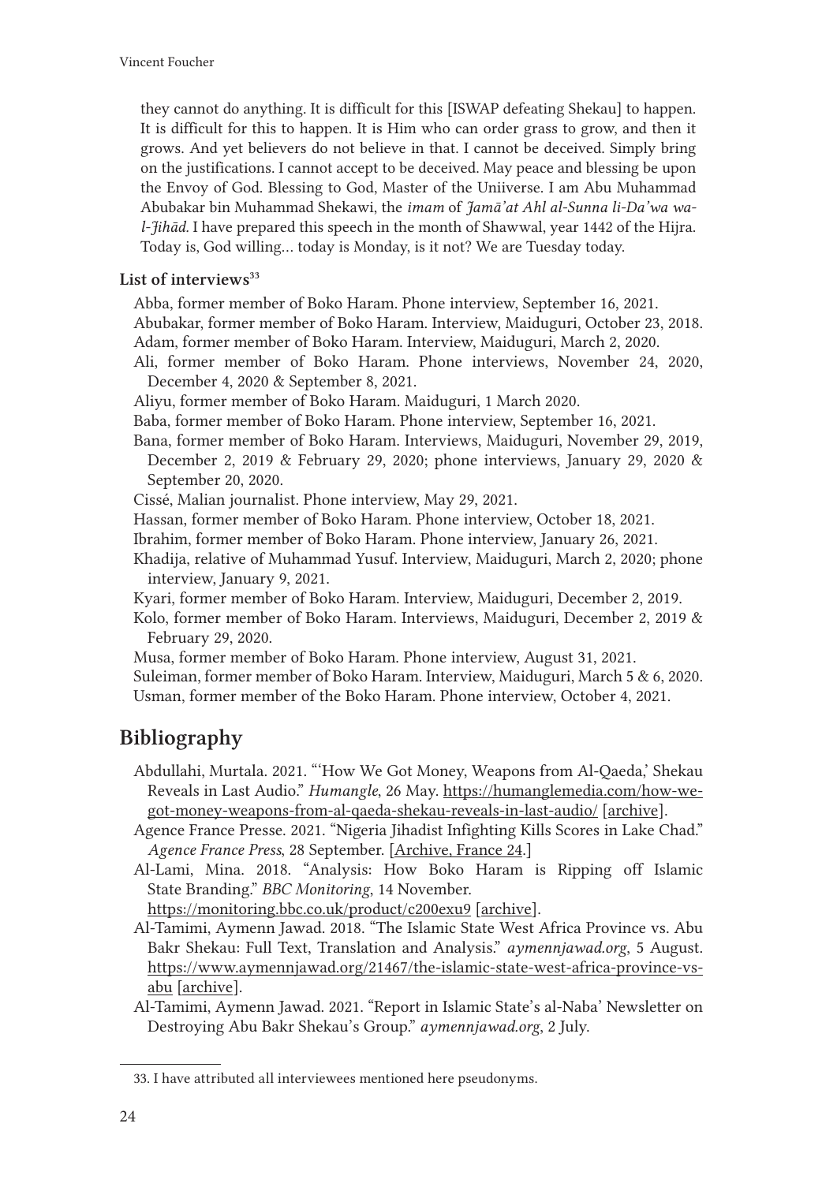they cannot do anything. It is difficult for this [ISWAP defeating Shekau] to happen. It is difficult for this to happen. It is Him who can order grass to grow, and then it grows. And yet believers do not believe in that. I cannot be deceived. Simply bring on the justifications. I cannot accept to be deceived. May peace and blessing be upon the Envoy of God. Blessing to God, Master of the Uniiverse. I am Abu Muhammad Abubakar bin Muhammad Shekawi, the *imam* of *Jamā'at Ahl al-Sunna li-Da'wa wa-l-Jihād*. I have prepared this speech in the month of Shawwal, year 1442 of the Hijra. Today is, God willing… today is Monday, is it not? We are Tuesday today.

#### List of interviews[33]

Abba, former member of Boko Haram. Phone interview, September 16, 2021.

Abubakar, former member of Boko Haram. Interview, Maiduguri, October 23, 2018.

Adam, former member of Boko Haram. Interview, Maiduguri, March 2, 2020.

Ali, former member of Boko Haram. Phone interviews, November 24, 2020, December 4, 2020 & September 8, 2021.

Aliyu, former member of Boko Haram. Maiduguri, 1 March 2020.

Baba, former member of Boko Haram. Phone interview, September 16, 2021.

Bana, former member of Boko Haram. Interviews, Maiduguri, November 29, 2019, December 2, 2019 & February 29, 2020; phone interviews, January 29, 2020 & September 20, 2020.

Cissé, Malian journalist. Phone interview, May 29, 2021.

Hassan, former member of Boko Haram. Phone interview, October 18, 2021.

Ibrahim, former member of Boko Haram. Phone interview, January 26, 2021.

Khadija, relative of Muhammad Yusuf. Interview, Maiduguri, March 2, 2020; phone interview, January 9, 2021.

Kyari, former member of Boko Haram. Interview, Maiduguri, December 2, 2019.

Kolo, former member of Boko Haram. Interviews, Maiduguri, December 2, 2019 & February 29, 2020.

Musa, former member of Boko Haram. Phone interview, August 31, 2021.

Suleiman, former member of Boko Haram. Interview, Maiduguri, March 5 & 6, 2020.

Usman, former member of the Boko Haram. Phone interview, October 4, 2021.

## Bibliography

Abdullahi, Murtala. 2021. "'How We Got Money, Weapons from Al-Qaeda,' Shekau Reveals in Last Audio." *Humangle*, 26 May. https://humanglemedia.com/how-we-got-money-weapons-from-al-qaeda-shekau-reveals-in-last-audio/ [archive].

Agence France Presse. 2021. "Nigeria Jihadist Infighting Kills Scores in Lake Chad." *Agence France Press*, 28 September. [Archive, France 24.]

Al-Lami, Mina. 2018. "Analysis: How Boko Haram is Ripping off Islamic State Branding." *BBC Monitoring*, 14 November. https://monitoring.bbc.co.uk/product/c200exu9 [archive].

Al-Tamimi, Aymenn Jawad. 2018. "The Islamic State West Africa Province vs. Abu Bakr Shekau: Full Text, Translation and Analysis." *aymennjawad.org*, 5 August. https://www.aymennjawad.org/21467/the-islamic-state-west-africa-province-vs-abu [archive].

Al-Tamimi, Aymenn Jawad. 2021. "Report in Islamic State's al-Naba' Newsletter on Destroying Abu Bakr Shekau's Group." *aymennjawad.org*, 2 July.

33. I have attributed all interviewees mentioned here pseudonyms.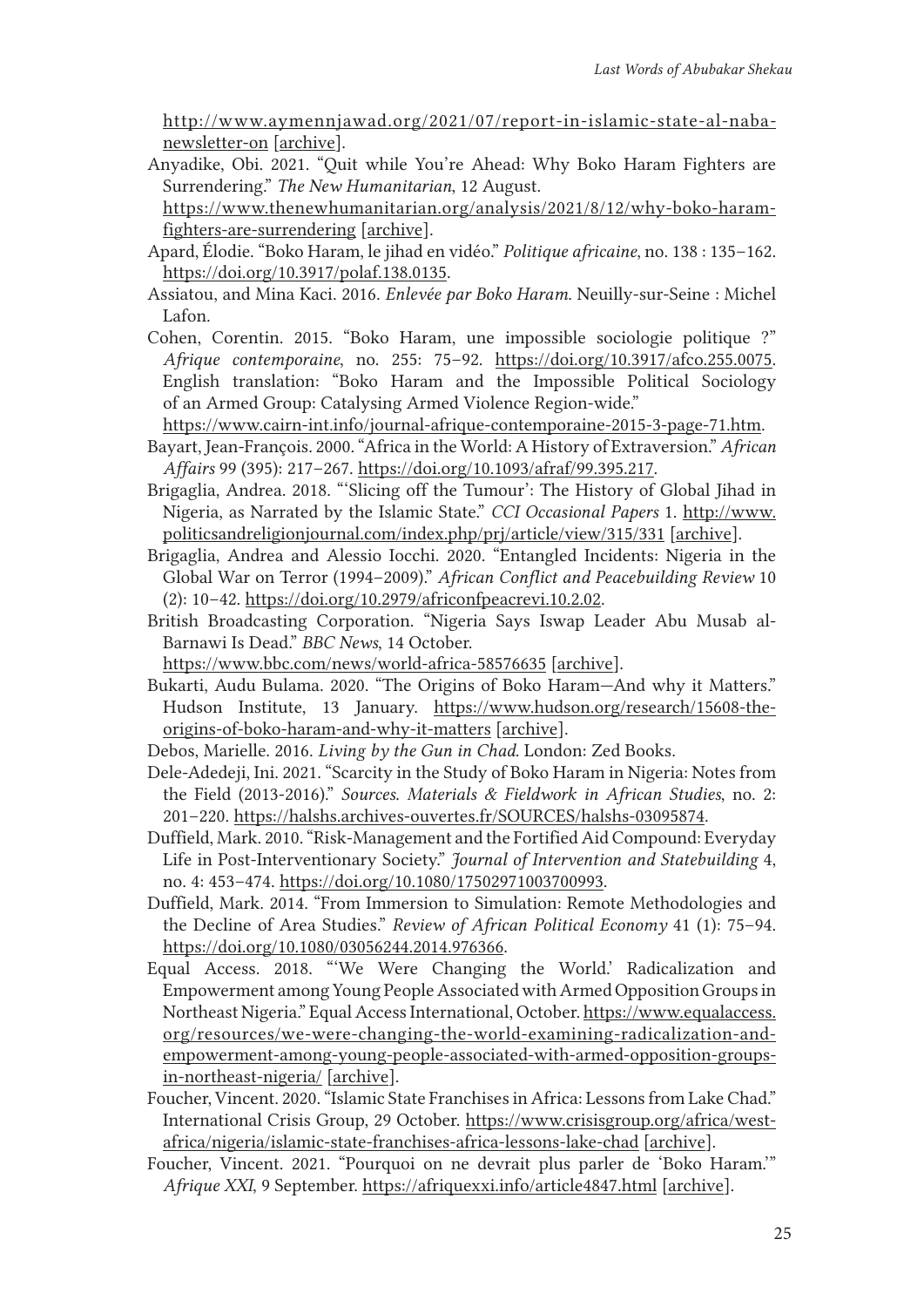http://www.aymennjawad.org/2021/07/report-in-islamic-state-al-naba-newsletter-on [archive].

Anyadike, Obi. 2021. "Quit while You're Ahead: Why Boko Haram Fighters are Surrendering." *The New Humanitarian*, 12 August. https://www.thenewhumanitarian.org/analysis/2021/8/12/why-boko-haram-fighters-are-surrendering [archive].

Apard, Élodie. "Boko Haram, le jihad en vidéo." *Politique africaine*, no. 138 : 135–162. https://doi.org/10.3917/polaf.138.0135.

Assiatou, and Mina Kaci. 2016. *Enlevée par Boko Haram*. Neuilly-sur-Seine : Michel Lafon.

Cohen, Corentin. 2015. "Boko Haram, une impossible sociologie politique ?" *Afrique contemporaine*, no. 255: 75–92. https://doi.org/10.3917/afco.255.0075. English translation: "Boko Haram and the Impossible Political Sociology of an Armed Group: Catalysing Armed Violence Region-wide." https://www.cairn-int.info/journal-afrique-contemporaine-2015-3-page-71.htm.

Bayart, Jean-François. 2000. "Africa in the World: A History of Extraversion." *African Affairs* 99 (395): 217–267. https://doi.org/10.1093/afraf/99.395.217.

Brigaglia, Andrea. 2018. "'Slicing off the Tumour': The History of Global Jihad in Nigeria, as Narrated by the Islamic State." *CCI Occasional Papers* 1. http://www.politicsandreligionjournal.com/index.php/prj/article/view/315/331 [archive].

Brigaglia, Andrea and Alessio Iocchi. 2020. "Entangled Incidents: Nigeria in the Global War on Terror (1994–2009)." *African Conflict and Peacebuilding Review* 10 (2): 10–42. https://doi.org/10.2979/africonfpeacrevi.10.2.02.

British Broadcasting Corporation. "Nigeria Says Iswap Leader Abu Musab al-Barnawi Is Dead." *BBC News*, 14 October. https://www.bbc.com/news/world-africa-58576635 [archive].

Bukarti, Audu Bulama. 2020. "The Origins of Boko Haram—And why it Matters." Hudson Institute, 13 January. https://www.hudson.org/research/15608-the-origins-of-boko-haram-and-why-it-matters [archive].

Debos, Marielle. 2016. *Living by the Gun in Chad*. London: Zed Books.

Dele-Adedeji, Ini. 2021. "Scarcity in the Study of Boko Haram in Nigeria: Notes from the Field (2013-2016)." *Sources. Materials & Fieldwork in African Studies*, no. 2: 201–220. https://halshs.archives-ouvertes.fr/SOURCES/halshs-03095874.

Duffield, Mark. 2010. "Risk-Management and the Fortified Aid Compound: Everyday Life in Post-Interventionary Society." *Journal of Intervention and Statebuilding* 4, no. 4: 453–474. https://doi.org/10.1080/17502971003700993.

Duffield, Mark. 2014. "From Immersion to Simulation: Remote Methodologies and the Decline of Area Studies." *Review of African Political Economy* 41 (1): 75–94. https://doi.org/10.1080/03056244.2014.976366.

Equal Access. 2018. "'We Were Changing the World.' Radicalization and Empowerment among Young People Associated with Armed Opposition Groups in Northeast Nigeria." Equal Access International, October. https://www.equalaccess.org/resources/we-were-changing-the-world-examining-radicalization-and-empowerment-among-young-people-associated-with-armed-opposition-groups-in-northeast-nigeria/ [archive].

Foucher, Vincent. 2020. "Islamic State Franchises in Africa: Lessons from Lake Chad." International Crisis Group, 29 October. https://www.crisisgroup.org/africa/west-africa/nigeria/islamic-state-franchises-africa-lessons-lake-chad [archive].

Foucher, Vincent. 2021. "Pourquoi on ne devrait plus parler de 'Boko Haram.'" *Afrique XXI*, 9 September. https://afriquexxi.info/article4847.html [archive].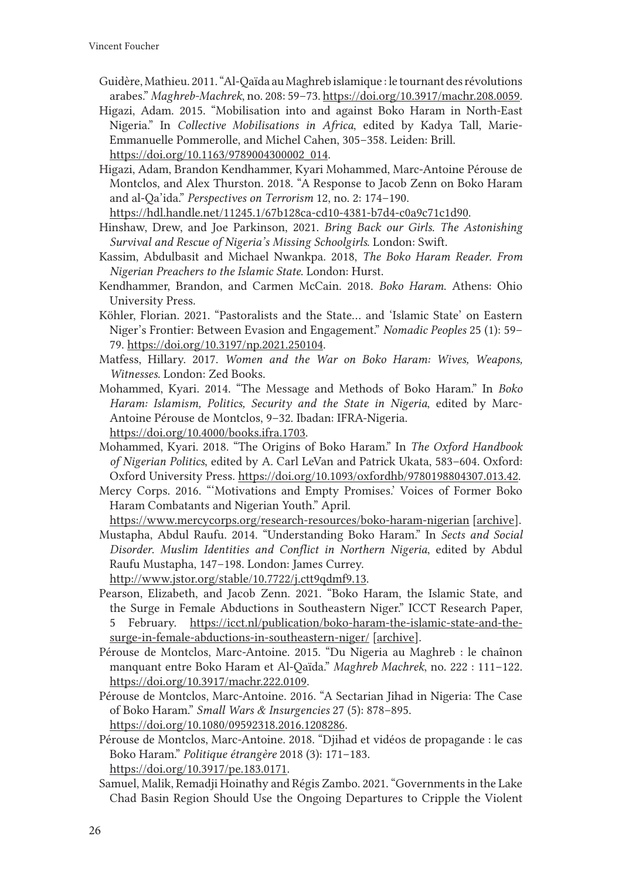Guidère, Mathieu. 2011. "Al-Qaïda au Maghreb islamique : le tournant des révolutions arabes." *Maghreb-Machrek*, no. 208: 59–73. https://doi.org/10.3917/machr.208.0059.

Higazi, Adam. 2015. "Mobilisation into and against Boko Haram in North-East Nigeria." In *Collective Mobilisations in Africa*, edited by Kadya Tall, Marie-Emmanuelle Pommerolle, and Michel Cahen, 305–358. Leiden: Brill. https://doi.org/10.1163/9789004300002_014.

Higazi, Adam, Brandon Kendhammer, Kyari Mohammed, Marc-Antoine Pérouse de Montclos, and Alex Thurston. 2018. "A Response to Jacob Zenn on Boko Haram and al-Qa'ida." *Perspectives on Terrorism* 12, no. 2: 174–190. https://hdl.handle.net/11245.1/67b128ca-cd10-4381-b7d4-c0a9c71c1d90.

Hinshaw, Drew, and Joe Parkinson, 2021. *Bring Back our Girls. The Astonishing Survival and Rescue of Nigeria's Missing Schoolgirls*. London: Swift.

Kassim, Abdulbasit and Michael Nwankpa. 2018, *The Boko Haram Reader. From Nigerian Preachers to the Islamic State*. London: Hurst.

Kendhammer, Brandon, and Carmen McCain. 2018. *Boko Haram*. Athens: Ohio University Press.

Köhler, Florian. 2021. "Pastoralists and the State… and 'Islamic State' on Eastern Niger's Frontier: Between Evasion and Engagement." *Nomadic Peoples* 25 (1): 59–79. https://doi.org/10.3197/np.2021.250104.

Matfess, Hillary. 2017. *Women and the War on Boko Haram: Wives, Weapons, Witnesses*. London: Zed Books.

Mohammed, Kyari. 2014. "The Message and Methods of Boko Haram." In *Boko Haram: Islamism, Politics, Security and the State in Nigeria*, edited by Marc-Antoine Pérouse de Montclos, 9–32. Ibadan: IFRA-Nigeria. https://doi.org/10.4000/books.ifra.1703.

Mohammed, Kyari. 2018. "The Origins of Boko Haram." In *The Oxford Handbook of Nigerian Politics*, edited by A. Carl LeVan and Patrick Ukata, 583–604. Oxford: Oxford University Press. https://doi.org/10.1093/oxfordhb/9780198804307.013.42.

Mercy Corps. 2016. "'Motivations and Empty Promises.' Voices of Former Boko Haram Combatants and Nigerian Youth." April. https://www.mercycorps.org/research-resources/boko-haram-nigerian [archive].

Mustapha, Abdul Raufu. 2014. "Understanding Boko Haram." In *Sects and Social Disorder. Muslim Identities and Conflict in Northern Nigeria*, edited by Abdul Raufu Mustapha, 147–198. London: James Currey. http://www.jstor.org/stable/10.7722/j.ctt9qdmf9.13.

Pearson, Elizabeth, and Jacob Zenn. 2021. "Boko Haram, the Islamic State, and the Surge in Female Abductions in Southeastern Niger." ICCT Research Paper, 5 February. https://icct.nl/publication/boko-haram-the-islamic-state-and-the-surge-in-female-abductions-in-southeastern-niger/ [archive].

Pérouse de Montclos, Marc-Antoine. 2015. "Du Nigeria au Maghreb : le chaînon manquant entre Boko Haram et Al-Qaïda." *Maghreb Machrek*, no. 222 : 111–122. https://doi.org/10.3917/machr.222.0109.

Pérouse de Montclos, Marc-Antoine. 2016. "A Sectarian Jihad in Nigeria: The Case of Boko Haram." *Small Wars & Insurgencies* 27 (5): 878–895. https://doi.org/10.1080/09592318.2016.1208286.

Pérouse de Montclos, Marc-Antoine. 2018. "Djihad et vidéos de propagande : le cas Boko Haram." *Politique étrangère* 2018 (3): 171–183. https://doi.org/10.3917/pe.183.0171.

Samuel, Malik, Remadji Hoinathy and Régis Zambo. 2021. "Governments in the Lake Chad Basin Region Should Use the Ongoing Departures to Cripple the Violent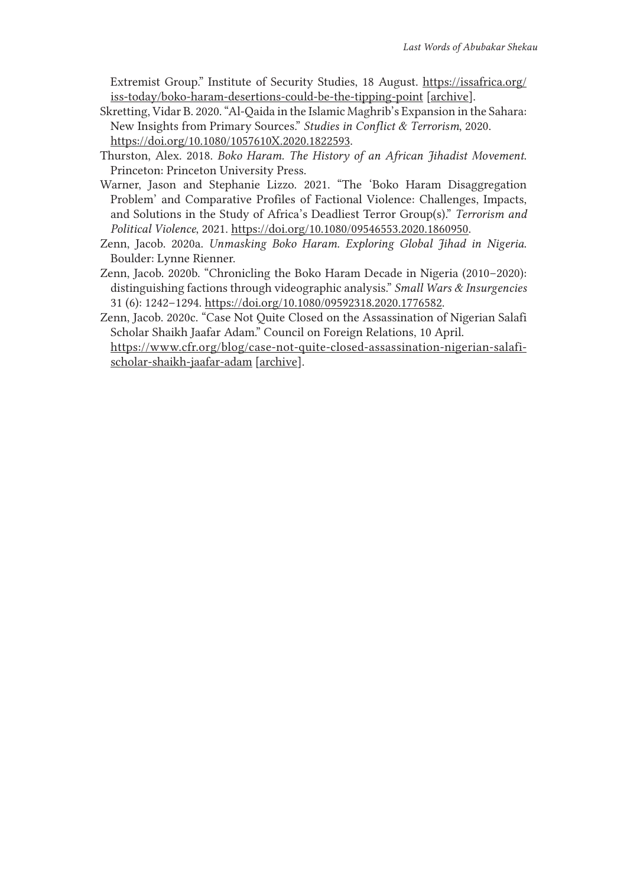Extremist Group." Institute of Security Studies, 18 August. https://issafrica.org/iss-today/boko-haram-desertions-could-be-the-tipping-point [archive].

Skretting, Vidar B. 2020. "Al-Qaida in the Islamic Maghrib's Expansion in the Sahara: New Insights from Primary Sources." *Studies in Conflict & Terrorism*, 2020. https://doi.org/10.1080/1057610X.2020.1822593.

Thurston, Alex. 2018. *Boko Haram. The History of an African Jihadist Movement.* Princeton: Princeton University Press.

Warner, Jason and Stephanie Lizzo. 2021. "The 'Boko Haram Disaggregation Problem' and Comparative Profiles of Factional Violence: Challenges, Impacts, and Solutions in the Study of Africa's Deadliest Terror Group(s)." *Terrorism and Political Violence*, 2021. https://doi.org/10.1080/09546553.2020.1860950.

Zenn, Jacob. 2020a. *Unmasking Boko Haram. Exploring Global Jihad in Nigeria.* Boulder: Lynne Rienner.

Zenn, Jacob. 2020b. "Chronicling the Boko Haram Decade in Nigeria (2010–2020): distinguishing factions through videographic analysis." *Small Wars & Insurgencies* 31 (6): 1242–1294. https://doi.org/10.1080/09592318.2020.1776582.

Zenn, Jacob. 2020c. "Case Not Quite Closed on the Assassination of Nigerian Salafi Scholar Shaikh Jaafar Adam." Council on Foreign Relations, 10 April. https://www.cfr.org/blog/case-not-quite-closed-assassination-nigerian-salafi-scholar-shaikh-jaafar-adam [archive].